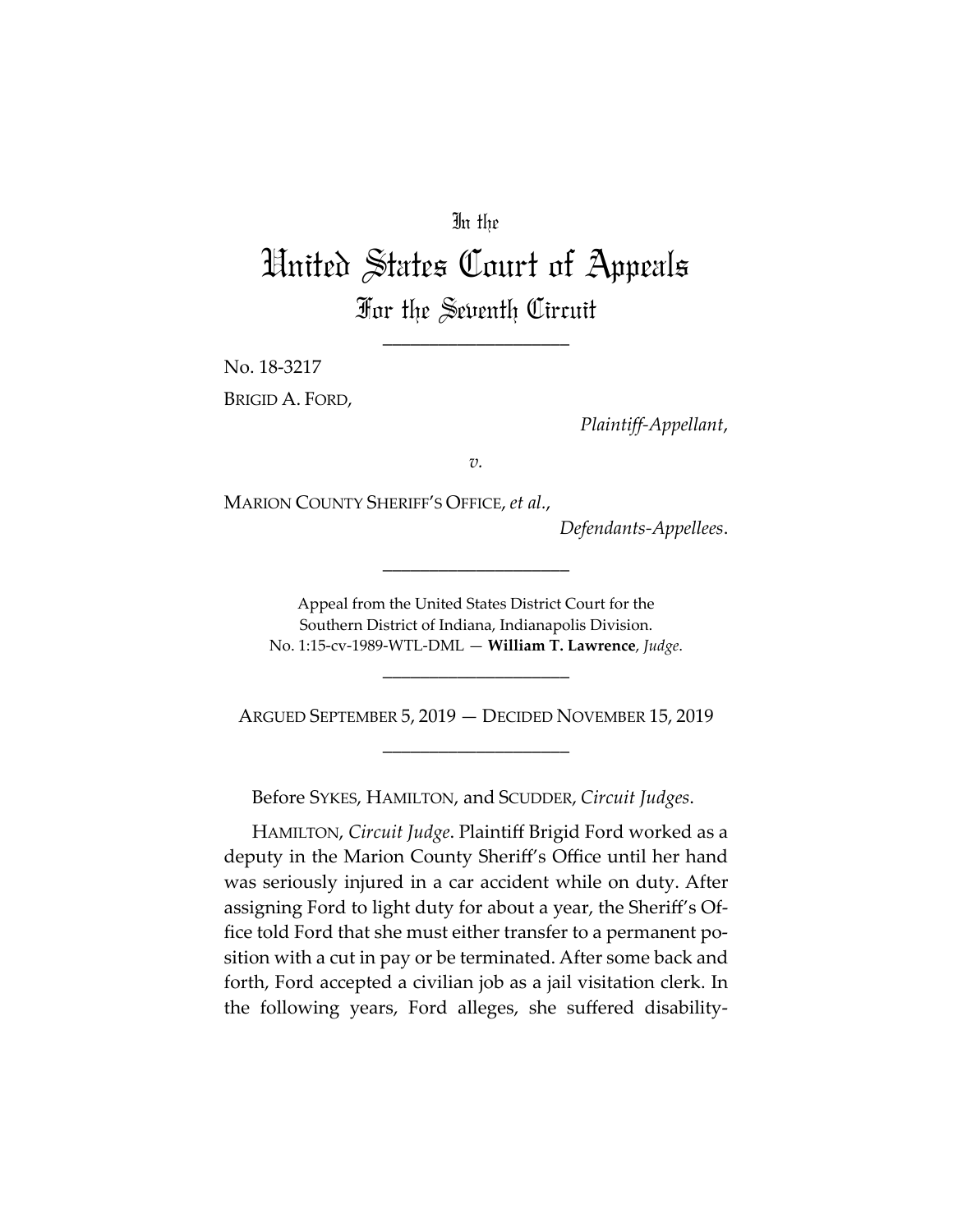In the

# United States Court of Appeals

## For the Seventh Circuit

\_\_\_\_\_\_\_\_\_\_\_\_\_\_\_\_\_\_\_\_

No. 18-3217

BRIGID A. FORD,

*Plaintiff-Appellant*,

*v.*

MARION COUNTY SHERIFF'S OFFICE, *et al.*,

*Defendants-Appellees*.

\_\_\_\_\_\_\_\_\_\_\_\_\_\_\_\_\_\_\_\_

Appeal from the United States District Court for the Southern District of Indiana, Indianapolis Division.
No. 1:15-cv-1989-WTL-DML — **William T. Lawrence**, *Judge*.

\_\_\_\_\_\_\_\_\_\_\_\_\_\_\_\_\_\_\_\_

ARGUED SEPTEMBER 5, 2019 — DECIDED NOVEMBER 15, 2019

\_\_\_\_\_\_\_\_\_\_\_\_\_\_\_\_\_\_\_\_

Before SYKES, HAMILTON, and SCUDDER, *Circuit Judges*.

HAMILTON, *Circuit Judge*. Plaintiff Brigid Ford worked as a deputy in the Marion County Sheriff's Office until her hand was seriously injured in a car accident while on duty. After assigning Ford to light duty for about a year, the Sheriff's Office told Ford that she must either transfer to a permanent position with a cut in pay or be terminated. After some back and forth, Ford accepted a civilian job as a jail visitation clerk. In the following years, Ford alleges, she suffered disability-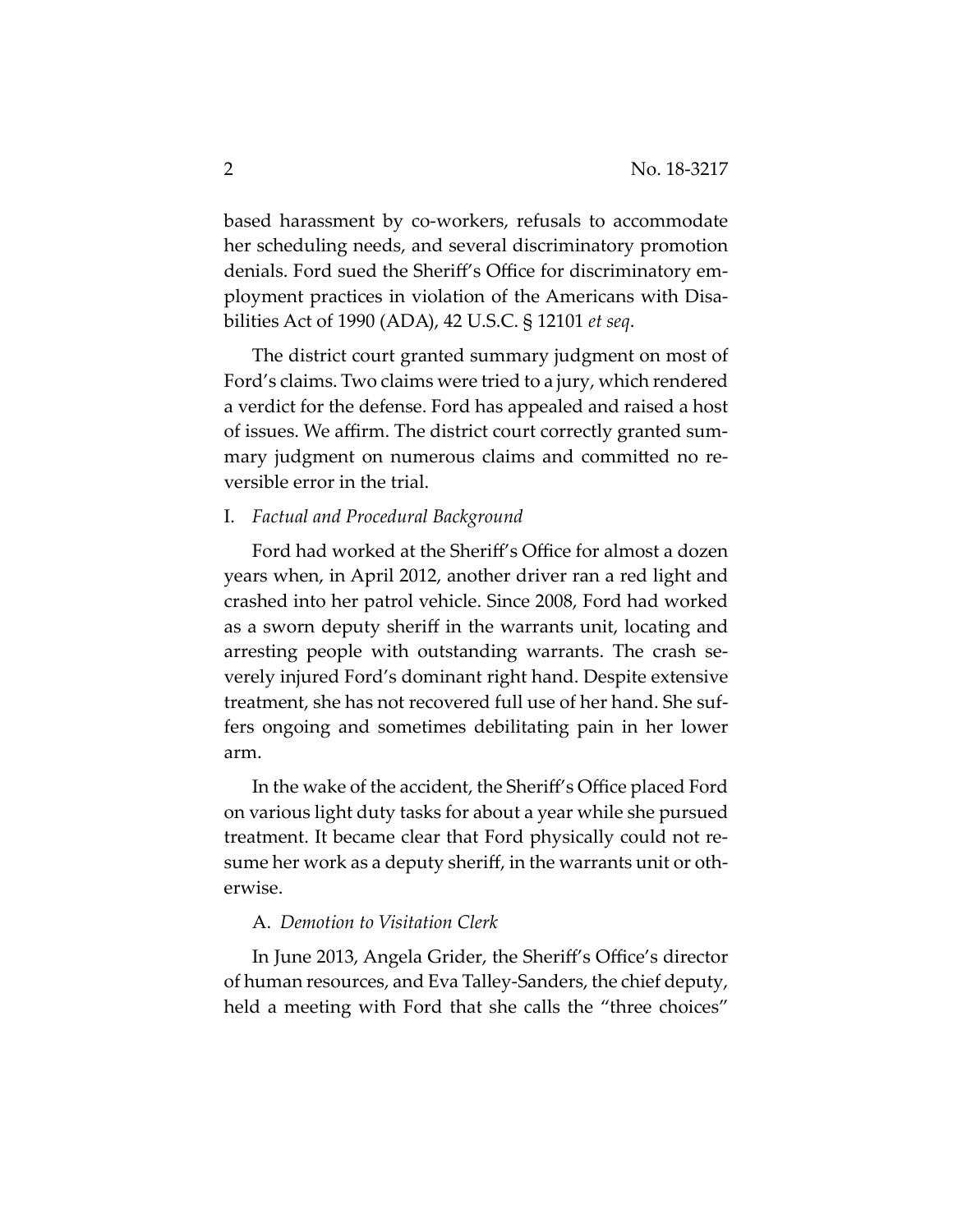based harassment by co-workers, refusals to accommodate her scheduling needs, and several discriminatory promotion denials. Ford sued the Sheriff's Office for discriminatory employment practices in violation of the Americans with Disabilities Act of 1990 (ADA), 42 U.S.C. § 12101 *et seq*.

The district court granted summary judgment on most of Ford's claims. Two claims were tried to a jury, which rendered a verdict for the defense. Ford has appealed and raised a host of issues. We affirm. The district court correctly granted summary judgment on numerous claims and committed no reversible error in the trial.

## I. *Factual and Procedural Background*

Ford had worked at the Sheriff's Office for almost a dozen years when, in April 2012, another driver ran a red light and crashed into her patrol vehicle. Since 2008, Ford had worked as a sworn deputy sheriff in the warrants unit, locating and arresting people with outstanding warrants. The crash severely injured Ford's dominant right hand. Despite extensive treatment, she has not recovered full use of her hand. She suffers ongoing and sometimes debilitating pain in her lower arm.

In the wake of the accident, the Sheriff's Office placed Ford on various light duty tasks for about a year while she pursued treatment. It became clear that Ford physically could not resume her work as a deputy sheriff, in the warrants unit or otherwise.

### A. *Demotion to Visitation Clerk*

In June 2013, Angela Grider, the Sheriff's Office's director of human resources, and Eva Talley-Sanders, the chief deputy, held a meeting with Ford that she calls the "three choices"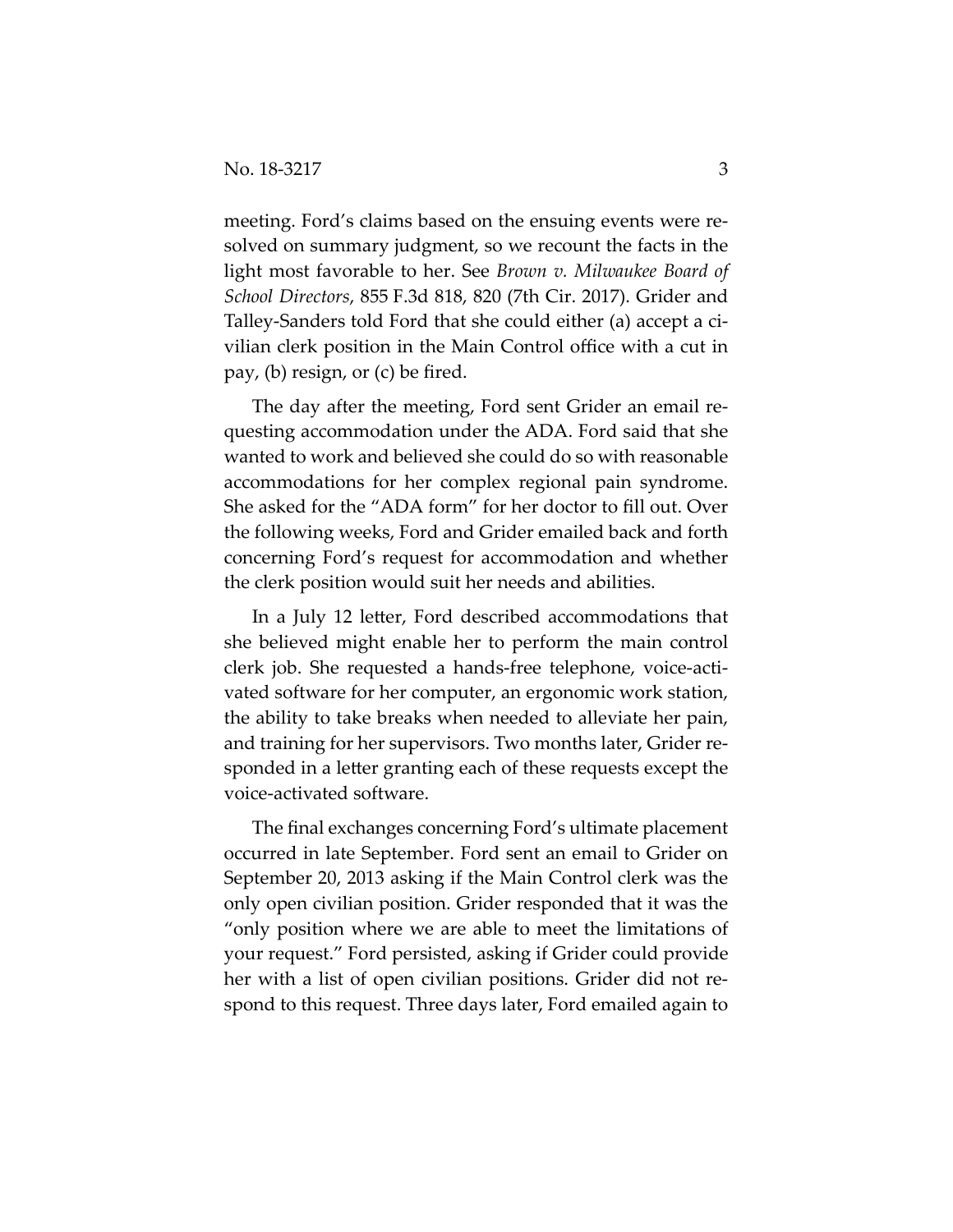meeting. Ford's claims based on the ensuing events were resolved on summary judgment, so we recount the facts in the light most favorable to her. See *Brown v. Milwaukee Board of School Directors*, 855 F.3d 818, 820 (7th Cir. 2017). Grider and Talley-Sanders told Ford that she could either (a) accept a civilian clerk position in the Main Control office with a cut in pay, (b) resign, or (c) be fired.

The day after the meeting, Ford sent Grider an email requesting accommodation under the ADA. Ford said that she wanted to work and believed she could do so with reasonable accommodations for her complex regional pain syndrome. She asked for the "ADA form" for her doctor to fill out. Over the following weeks, Ford and Grider emailed back and forth concerning Ford's request for accommodation and whether the clerk position would suit her needs and abilities.

In a July 12 letter, Ford described accommodations that she believed might enable her to perform the main control clerk job. She requested a hands-free telephone, voice-activated software for her computer, an ergonomic work station, the ability to take breaks when needed to alleviate her pain, and training for her supervisors. Two months later, Grider responded in a letter granting each of these requests except the voice-activated software.

The final exchanges concerning Ford's ultimate placement occurred in late September. Ford sent an email to Grider on September 20, 2013 asking if the Main Control clerk was the only open civilian position. Grider responded that it was the "only position where we are able to meet the limitations of your request." Ford persisted, asking if Grider could provide her with a list of open civilian positions. Grider did not respond to this request. Three days later, Ford emailed again to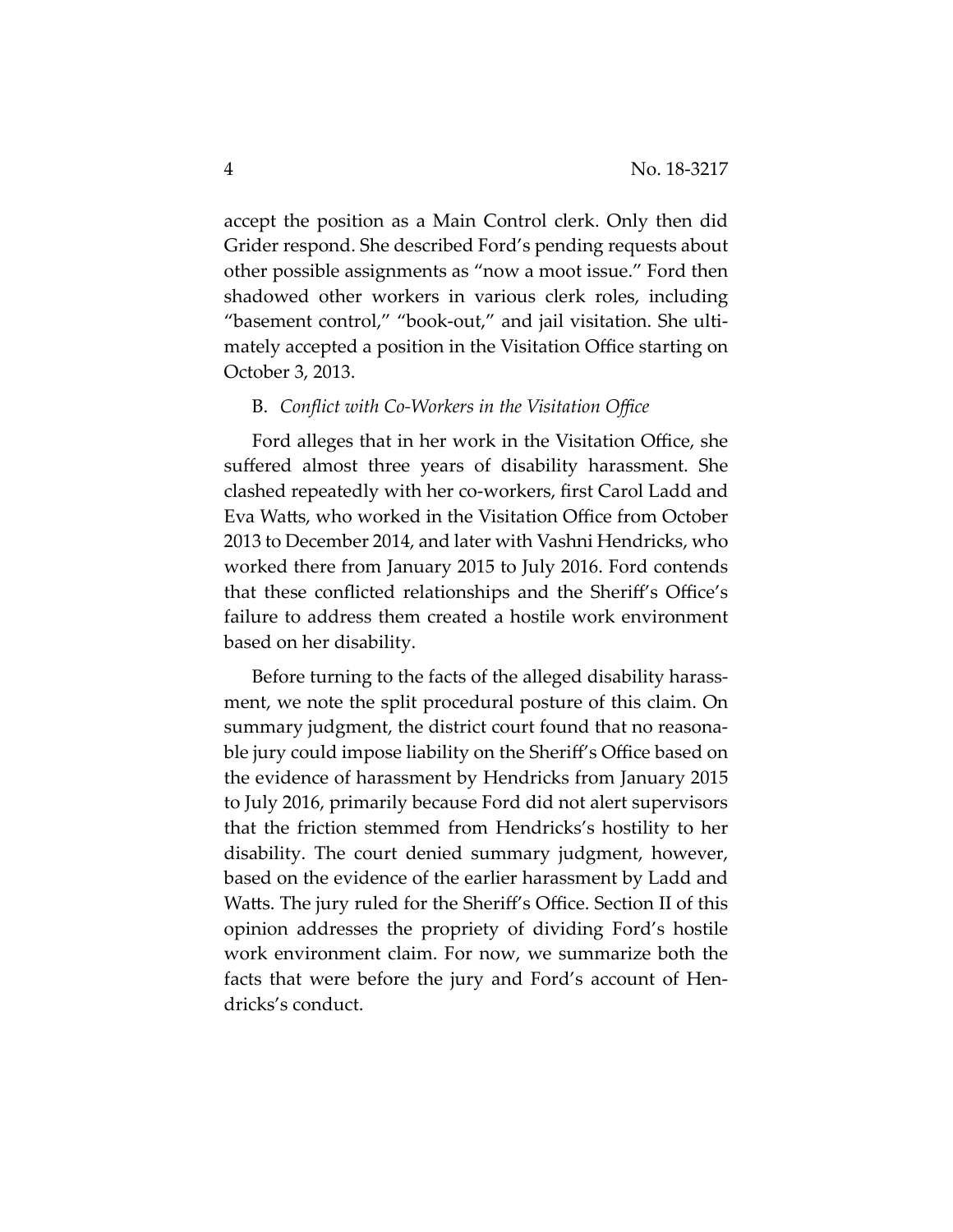accept the position as a Main Control clerk. Only then did Grider respond. She described Ford's pending requests about other possible assignments as "now a moot issue." Ford then shadowed other workers in various clerk roles, including "basement control," "book-out," and jail visitation. She ultimately accepted a position in the Visitation Office starting on October 3, 2013.

B. *Conflict with Co-Workers in the Visitation Office*

Ford alleges that in her work in the Visitation Office, she suffered almost three years of disability harassment. She clashed repeatedly with her co-workers, first Carol Ladd and Eva Watts, who worked in the Visitation Office from October 2013 to December 2014, and later with Vashni Hendricks, who worked there from January 2015 to July 2016. Ford contends that these conflicted relationships and the Sheriff's Office's failure to address them created a hostile work environment based on her disability.

Before turning to the facts of the alleged disability harassment, we note the split procedural posture of this claim. On summary judgment, the district court found that no reasonable jury could impose liability on the Sheriff's Office based on the evidence of harassment by Hendricks from January 2015 to July 2016, primarily because Ford did not alert supervisors that the friction stemmed from Hendricks's hostility to her disability. The court denied summary judgment, however, based on the evidence of the earlier harassment by Ladd and Watts. The jury ruled for the Sheriff's Office. Section II of this opinion addresses the propriety of dividing Ford's hostile work environment claim. For now, we summarize both the facts that were before the jury and Ford's account of Hendricks's conduct.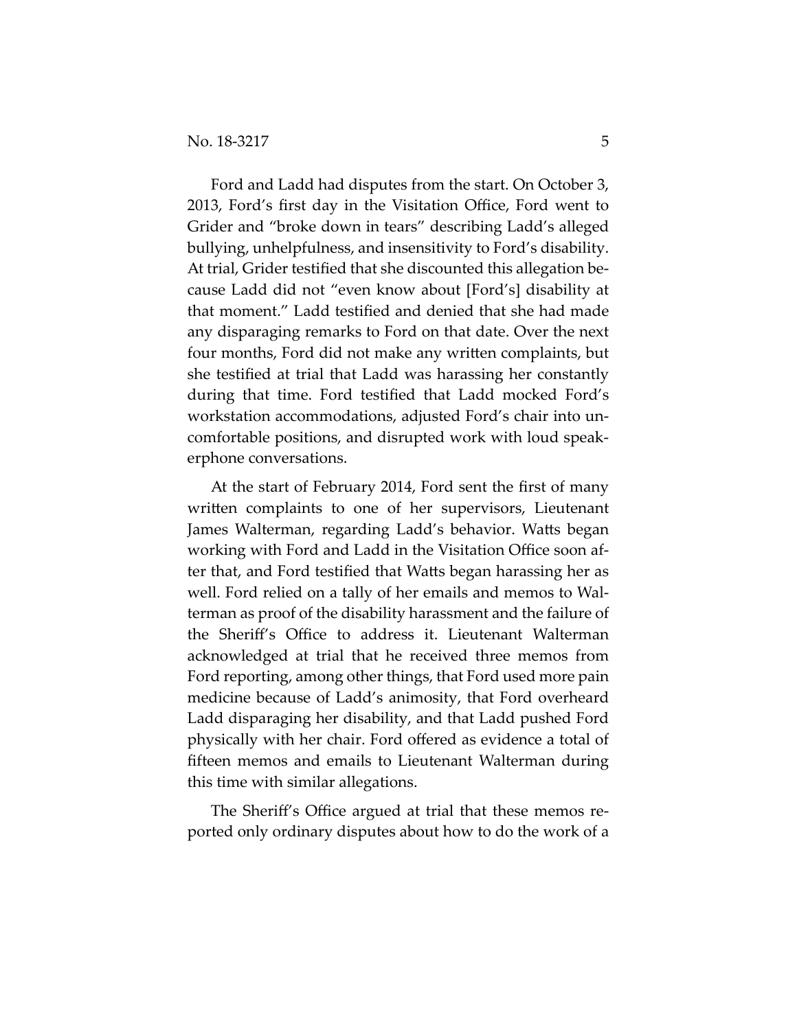Ford and Ladd had disputes from the start. On October 3, 2013, Ford's first day in the Visitation Office, Ford went to Grider and "broke down in tears" describing Ladd's alleged bullying, unhelpfulness, and insensitivity to Ford's disability. At trial, Grider testified that she discounted this allegation because Ladd did not "even know about [Ford's] disability at that moment." Ladd testified and denied that she had made any disparaging remarks to Ford on that date. Over the next four months, Ford did not make any written complaints, but she testified at trial that Ladd was harassing her constantly during that time. Ford testified that Ladd mocked Ford's workstation accommodations, adjusted Ford's chair into uncomfortable positions, and disrupted work with loud speakerphone conversations.

At the start of February 2014, Ford sent the first of many written complaints to one of her supervisors, Lieutenant James Walterman, regarding Ladd's behavior. Watts began working with Ford and Ladd in the Visitation Office soon after that, and Ford testified that Watts began harassing her as well. Ford relied on a tally of her emails and memos to Walterman as proof of the disability harassment and the failure of the Sheriff's Office to address it. Lieutenant Walterman acknowledged at trial that he received three memos from Ford reporting, among other things, that Ford used more pain medicine because of Ladd's animosity, that Ford overheard Ladd disparaging her disability, and that Ladd pushed Ford physically with her chair. Ford offered as evidence a total of fifteen memos and emails to Lieutenant Walterman during this time with similar allegations.

The Sheriff's Office argued at trial that these memos reported only ordinary disputes about how to do the work of a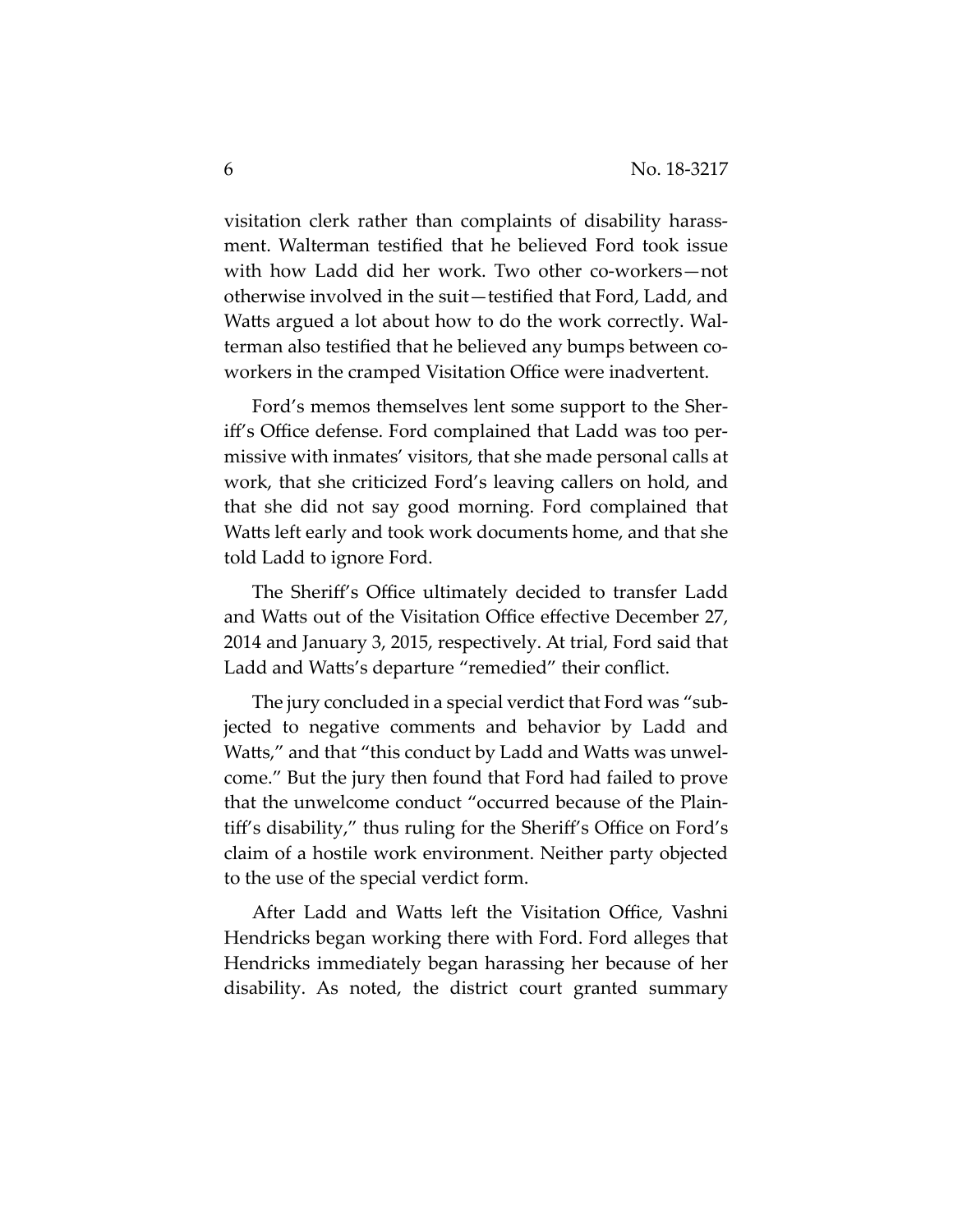visitation clerk rather than complaints of disability harassment. Walterman testified that he believed Ford took issue with how Ladd did her work. Two other co-workers—not otherwise involved in the suit—testified that Ford, Ladd, and Watts argued a lot about how to do the work correctly. Walterman also testified that he believed any bumps between coworkers in the cramped Visitation Office were inadvertent.

Ford's memos themselves lent some support to the Sheriff's Office defense. Ford complained that Ladd was too permissive with inmates' visitors, that she made personal calls at work, that she criticized Ford's leaving callers on hold, and that she did not say good morning. Ford complained that Watts left early and took work documents home, and that she told Ladd to ignore Ford.

The Sheriff's Office ultimately decided to transfer Ladd and Watts out of the Visitation Office effective December 27, 2014 and January 3, 2015, respectively. At trial, Ford said that Ladd and Watts's departure "remedied" their conflict.

The jury concluded in a special verdict that Ford was "subjected to negative comments and behavior by Ladd and Watts," and that "this conduct by Ladd and Watts was unwelcome." But the jury then found that Ford had failed to prove that the unwelcome conduct "occurred because of the Plaintiff's disability," thus ruling for the Sheriff's Office on Ford's claim of a hostile work environment. Neither party objected to the use of the special verdict form.

After Ladd and Watts left the Visitation Office, Vashni Hendricks began working there with Ford. Ford alleges that Hendricks immediately began harassing her because of her disability. As noted, the district court granted summary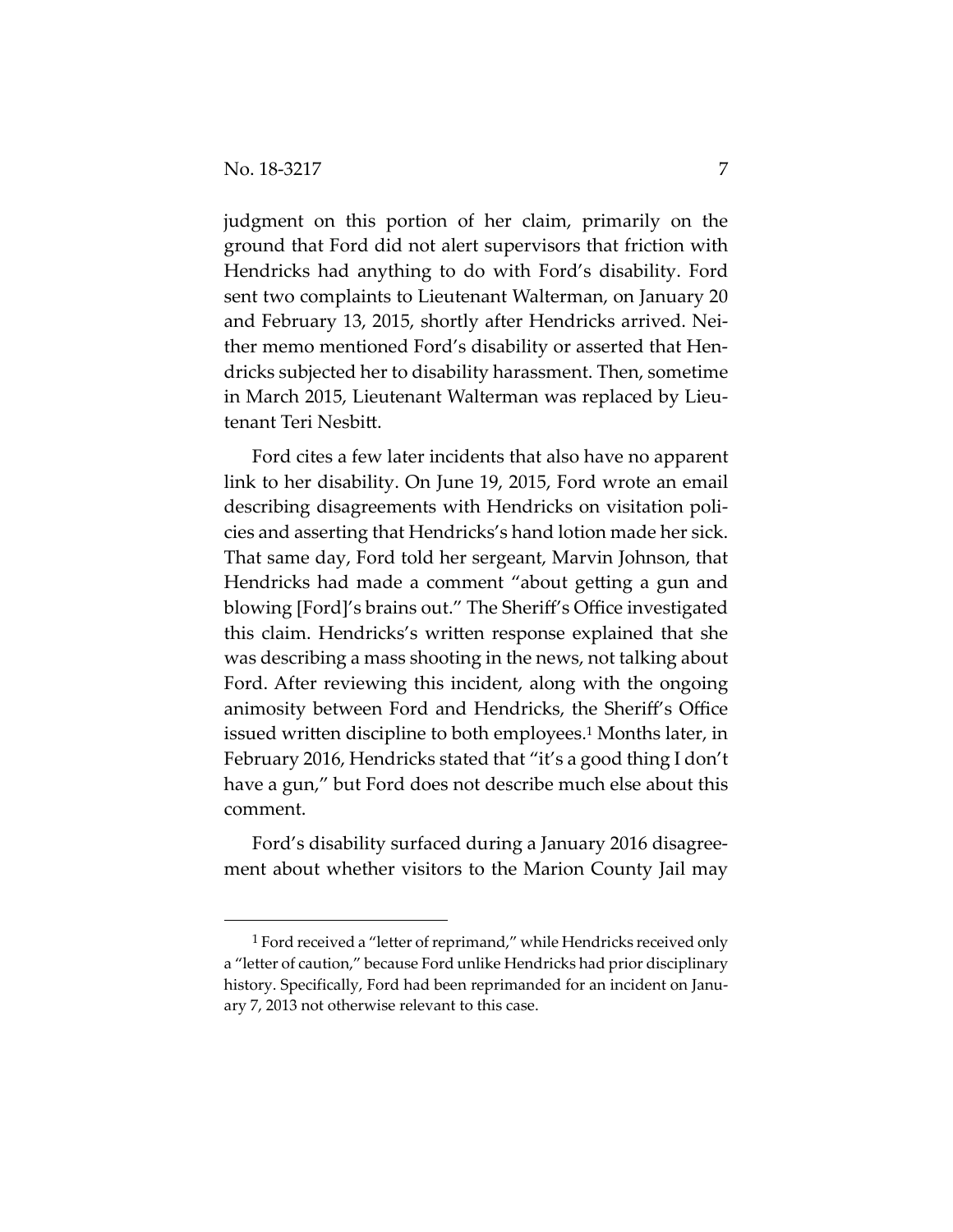judgment on this portion of her claim, primarily on the ground that Ford did not alert supervisors that friction with Hendricks had anything to do with Ford's disability. Ford sent two complaints to Lieutenant Walterman, on January 20 and February 13, 2015, shortly after Hendricks arrived. Neither memo mentioned Ford's disability or asserted that Hendricks subjected her to disability harassment. Then, sometime in March 2015, Lieutenant Walterman was replaced by Lieutenant Teri Nesbitt.

Ford cites a few later incidents that also have no apparent link to her disability. On June 19, 2015, Ford wrote an email describing disagreements with Hendricks on visitation policies and asserting that Hendricks's hand lotion made her sick. That same day, Ford told her sergeant, Marvin Johnson, that Hendricks had made a comment "about getting a gun and blowing [Ford]'s brains out." The Sheriff's Office investigated this claim. Hendricks's written response explained that she was describing a mass shooting in the news, not talking about Ford. After reviewing this incident, along with the ongoing animosity between Ford and Hendricks, the Sheriff's Office issued written discipline to both employees.[1] Months later, in February 2016, Hendricks stated that "it's a good thing I don't have a gun," but Ford does not describe much else about this comment.

Ford's disability surfaced during a January 2016 disagreement about whether visitors to the Marion County Jail may

---

[1] Ford received a "letter of reprimand," while Hendricks received only a "letter of caution," because Ford unlike Hendricks had prior disciplinary history. Specifically, Ford had been reprimanded for an incident on January 7, 2013 not otherwise relevant to this case.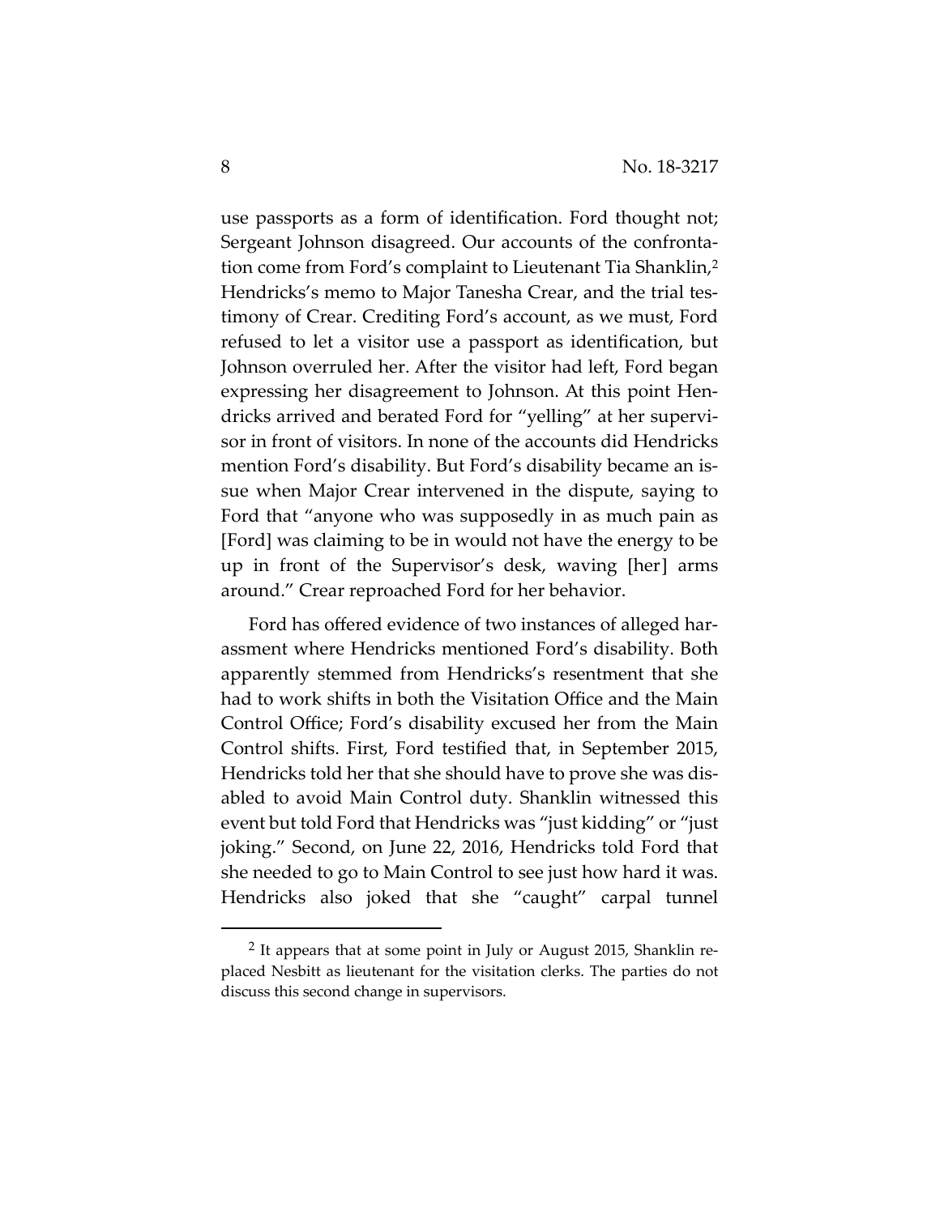use passports as a form of identification. Ford thought not; Sergeant Johnson disagreed. Our accounts of the confrontation come from Ford's complaint to Lieutenant Tia Shanklin,[2] Hendricks's memo to Major Tanesha Crear, and the trial testimony of Crear. Crediting Ford's account, as we must, Ford refused to let a visitor use a passport as identification, but Johnson overruled her. After the visitor had left, Ford began expressing her disagreement to Johnson. At this point Hendricks arrived and berated Ford for "yelling" at her supervisor in front of visitors. In none of the accounts did Hendricks mention Ford's disability. But Ford's disability became an issue when Major Crear intervened in the dispute, saying to Ford that "anyone who was supposedly in as much pain as [Ford] was claiming to be in would not have the energy to be up in front of the Supervisor's desk, waving [her] arms around." Crear reproached Ford for her behavior.

Ford has offered evidence of two instances of alleged harassment where Hendricks mentioned Ford's disability. Both apparently stemmed from Hendricks's resentment that she had to work shifts in both the Visitation Office and the Main Control Office; Ford's disability excused her from the Main Control shifts. First, Ford testified that, in September 2015, Hendricks told her that she should have to prove she was disabled to avoid Main Control duty. Shanklin witnessed this event but told Ford that Hendricks was "just kidding" or "just joking." Second, on June 22, 2016, Hendricks told Ford that she needed to go to Main Control to see just how hard it was. Hendricks also joked that she "caught" carpal tunnel

[2] It appears that at some point in July or August 2015, Shanklin replaced Nesbitt as lieutenant for the visitation clerks. The parties do not discuss this second change in supervisors.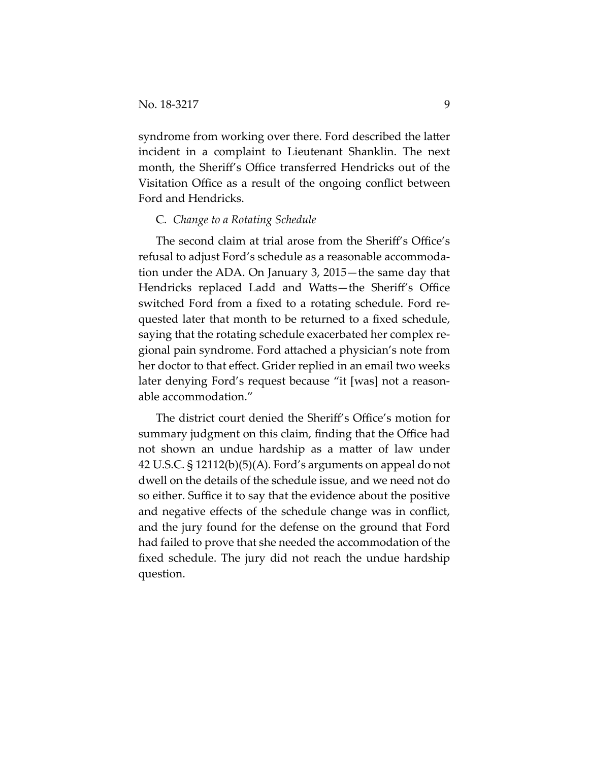syndrome from working over there. Ford described the latter incident in a complaint to Lieutenant Shanklin. The next month, the Sheriff's Office transferred Hendricks out of the Visitation Office as a result of the ongoing conflict between Ford and Hendricks.

### C. *Change to a Rotating Schedule*

The second claim at trial arose from the Sheriff's Office's refusal to adjust Ford's schedule as a reasonable accommodation under the ADA. On January 3, 2015—the same day that Hendricks replaced Ladd and Watts—the Sheriff's Office switched Ford from a fixed to a rotating schedule. Ford requested later that month to be returned to a fixed schedule, saying that the rotating schedule exacerbated her complex regional pain syndrome. Ford attached a physician's note from her doctor to that effect. Grider replied in an email two weeks later denying Ford's request because "it [was] not a reasonable accommodation."

The district court denied the Sheriff's Office's motion for summary judgment on this claim, finding that the Office had not shown an undue hardship as a matter of law under 42 U.S.C. § 12112(b)(5)(A). Ford's arguments on appeal do not dwell on the details of the schedule issue, and we need not do so either. Suffice it to say that the evidence about the positive and negative effects of the schedule change was in conflict, and the jury found for the defense on the ground that Ford had failed to prove that she needed the accommodation of the fixed schedule. The jury did not reach the undue hardship question.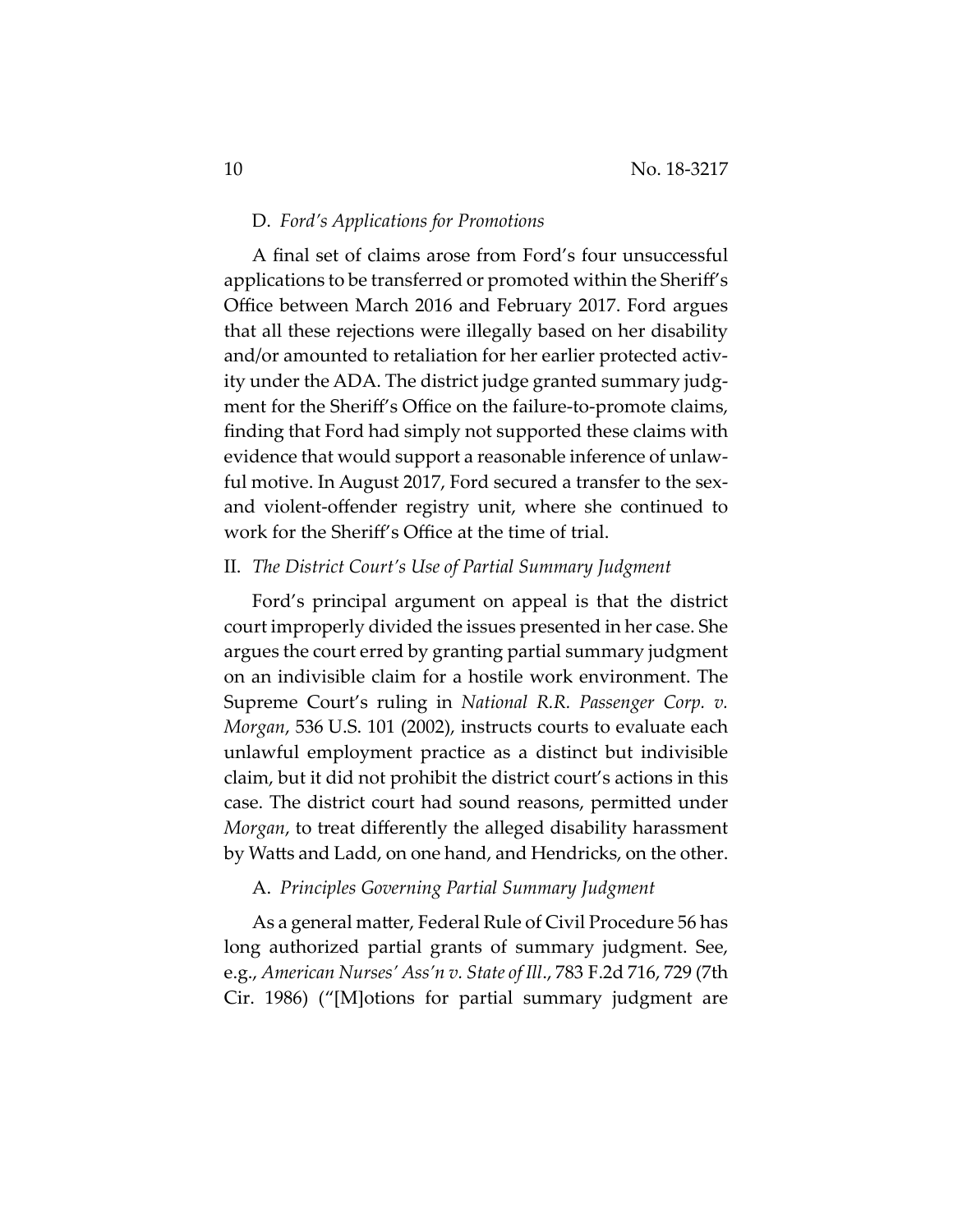### D. *Ford's Applications for Promotions*

A final set of claims arose from Ford's four unsuccessful applications to be transferred or promoted within the Sheriff's Office between March 2016 and February 2017. Ford argues that all these rejections were illegally based on her disability and/or amounted to retaliation for her earlier protected activity under the ADA. The district judge granted summary judgment for the Sheriff's Office on the failure-to-promote claims, finding that Ford had simply not supported these claims with evidence that would support a reasonable inference of unlawful motive. In August 2017, Ford secured a transfer to the sex- and violent-offender registry unit, where she continued to work for the Sheriff's Office at the time of trial.

## II. *The District Court's Use of Partial Summary Judgment*

Ford's principal argument on appeal is that the district court improperly divided the issues presented in her case. She argues the court erred by granting partial summary judgment on an indivisible claim for a hostile work environment. The Supreme Court's ruling in *National R.R. Passenger Corp. v. Morgan*, 536 U.S. 101 (2002), instructs courts to evaluate each unlawful employment practice as a distinct but indivisible claim, but it did not prohibit the district court's actions in this case. The district court had sound reasons, permitted under *Morgan*, to treat differently the alleged disability harassment by Watts and Ladd, on one hand, and Hendricks, on the other.

### A. *Principles Governing Partial Summary Judgment*

As a general matter, Federal Rule of Civil Procedure 56 has long authorized partial grants of summary judgment. See, e.g., *American Nurses' Ass'n v. State of Ill.*, 783 F.2d 716, 729 (7th Cir. 1986) ("[M]otions for partial summary judgment are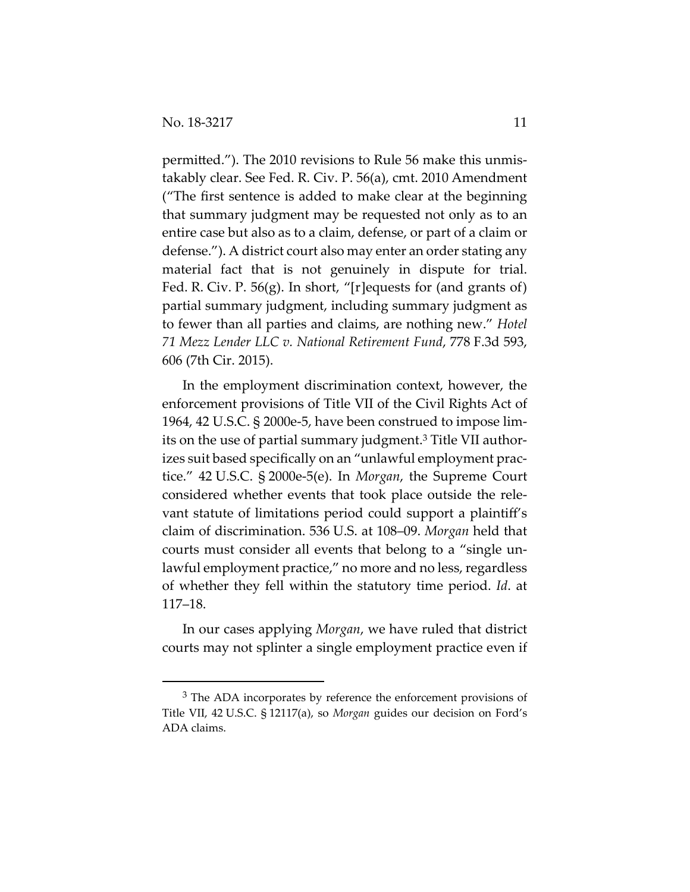permitted."). The 2010 revisions to Rule 56 make this unmistakably clear. See Fed. R. Civ. P. 56(a), cmt. 2010 Amendment ("The first sentence is added to make clear at the beginning that summary judgment may be requested not only as to an entire case but also as to a claim, defense, or part of a claim or defense."). A district court also may enter an order stating any material fact that is not genuinely in dispute for trial. Fed. R. Civ. P. 56(g). In short, "[r]equests for (and grants of) partial summary judgment, including summary judgment as to fewer than all parties and claims, are nothing new." *Hotel 71 Mezz Lender LLC v. National Retirement Fund*, 778 F.3d 593, 606 (7th Cir. 2015).

In the employment discrimination context, however, the enforcement provisions of Title VII of the Civil Rights Act of 1964, 42 U.S.C. § 2000e-5, have been construed to impose limits on the use of partial summary judgment.[3] Title VII authorizes suit based specifically on an "unlawful employment practice." 42 U.S.C. § 2000e-5(e). In *Morgan*, the Supreme Court considered whether events that took place outside the relevant statute of limitations period could support a plaintiff's claim of discrimination. 536 U.S. at 108–09. *Morgan* held that courts must consider all events that belong to a "single unlawful employment practice," no more and no less, regardless of whether they fell within the statutory time period. *Id*. at 117–18.

In our cases applying *Morgan*, we have ruled that district courts may not splinter a single employment practice even if

[3] The ADA incorporates by reference the enforcement provisions of Title VII, 42 U.S.C. § 12117(a), so *Morgan* guides our decision on Ford's ADA claims.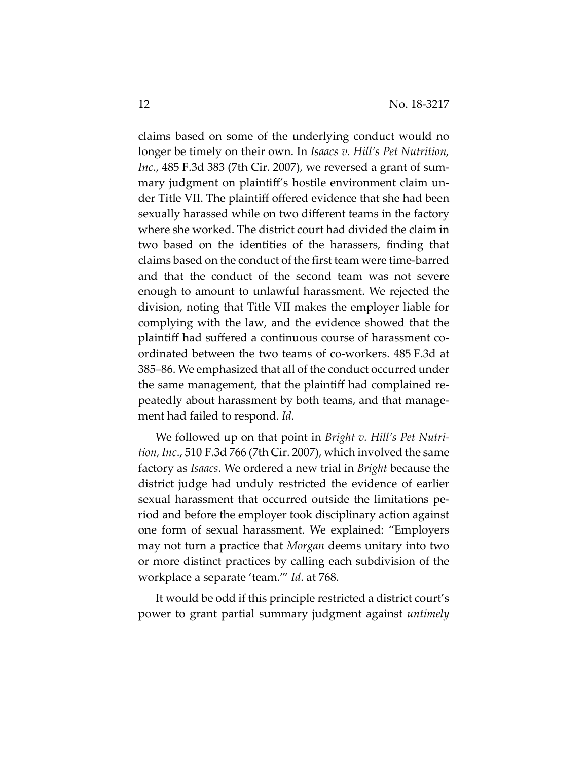claims based on some of the underlying conduct would no longer be timely on their own. In *Isaacs v. Hill's Pet Nutrition, Inc.*, 485 F.3d 383 (7th Cir. 2007), we reversed a grant of summary judgment on plaintiff's hostile environment claim under Title VII. The plaintiff offered evidence that she had been sexually harassed while on two different teams in the factory where she worked. The district court had divided the claim in two based on the identities of the harassers, finding that claims based on the conduct of the first team were time-barred and that the conduct of the second team was not severe enough to amount to unlawful harassment. We rejected the division, noting that Title VII makes the employer liable for complying with the law, and the evidence showed that the plaintiff had suffered a continuous course of harassment coordinated between the two teams of co-workers. 485 F.3d at 385–86. We emphasized that all of the conduct occurred under the same management, that the plaintiff had complained repeatedly about harassment by both teams, and that management had failed to respond. *Id.*

We followed up on that point in *Bright v. Hill's Pet Nutrition, Inc.*, 510 F.3d 766 (7th Cir. 2007), which involved the same factory as *Isaacs*. We ordered a new trial in *Bright* because the district judge had unduly restricted the evidence of earlier sexual harassment that occurred outside the limitations period and before the employer took disciplinary action against one form of sexual harassment. We explained: "Employers may not turn a practice that *Morgan* deems unitary into two or more distinct practices by calling each subdivision of the workplace a separate 'team.'" *Id.* at 768.

It would be odd if this principle restricted a district court's power to grant partial summary judgment against *untimely*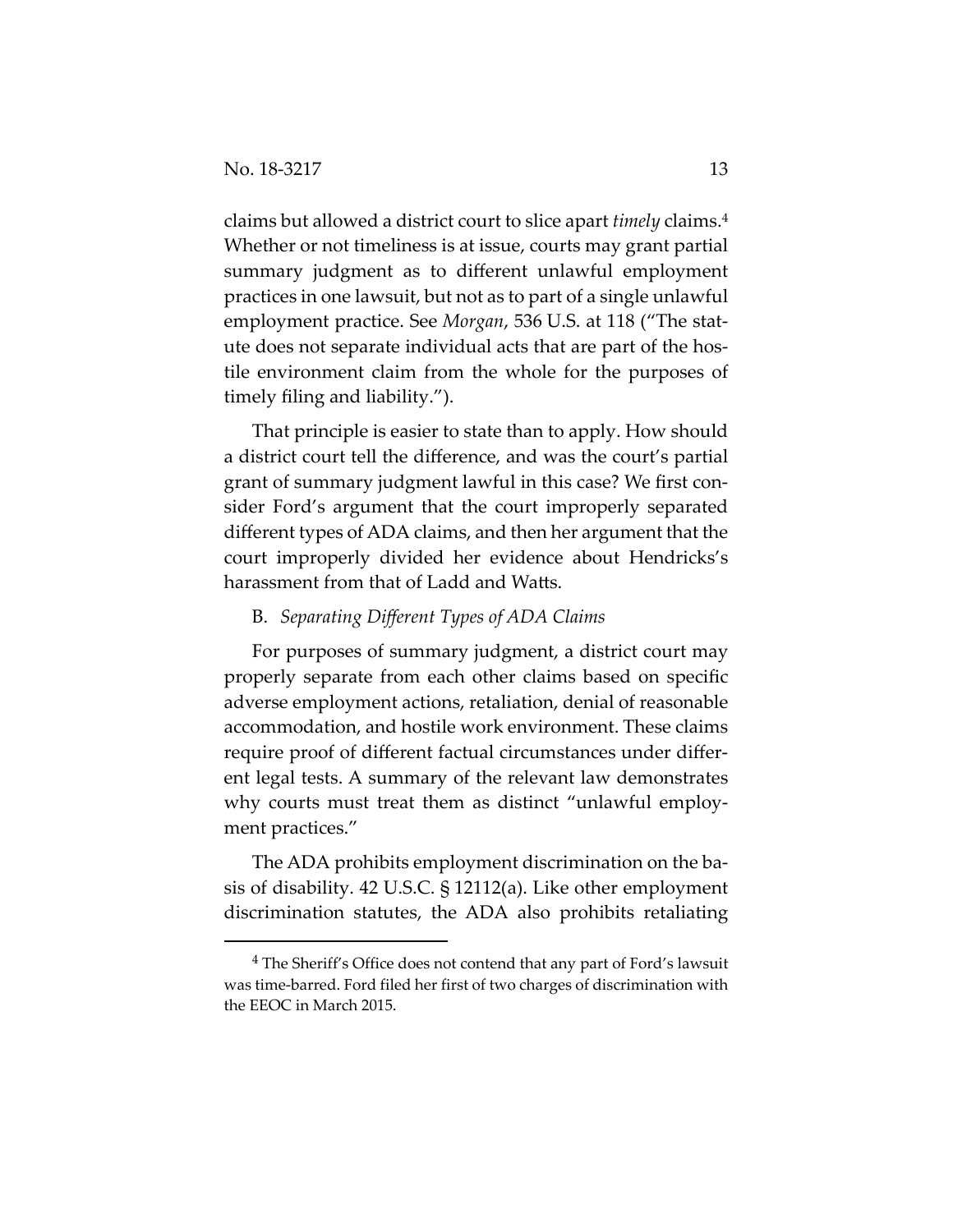claims but allowed a district court to slice apart *timely* claims.[4] Whether or not timeliness is at issue, courts may grant partial summary judgment as to different unlawful employment practices in one lawsuit, but not as to part of a single unlawful employment practice. See *Morgan*, 536 U.S. at 118 ("The statute does not separate individual acts that are part of the hostile environment claim from the whole for the purposes of timely filing and liability.").

That principle is easier to state than to apply. How should a district court tell the difference, and was the court's partial grant of summary judgment lawful in this case? We first consider Ford's argument that the court improperly separated different types of ADA claims, and then her argument that the court improperly divided her evidence about Hendricks's harassment from that of Ladd and Watts.

B. *Separating Different Types of ADA Claims*

For purposes of summary judgment, a district court may properly separate from each other claims based on specific adverse employment actions, retaliation, denial of reasonable accommodation, and hostile work environment. These claims require proof of different factual circumstances under different legal tests. A summary of the relevant law demonstrates why courts must treat them as distinct "unlawful employment practices."

The ADA prohibits employment discrimination on the basis of disability. 42 U.S.C. § 12112(a). Like other employment discrimination statutes, the ADA also prohibits retaliating

[4] The Sheriff's Office does not contend that any part of Ford's lawsuit was time-barred. Ford filed her first of two charges of discrimination with the EEOC in March 2015.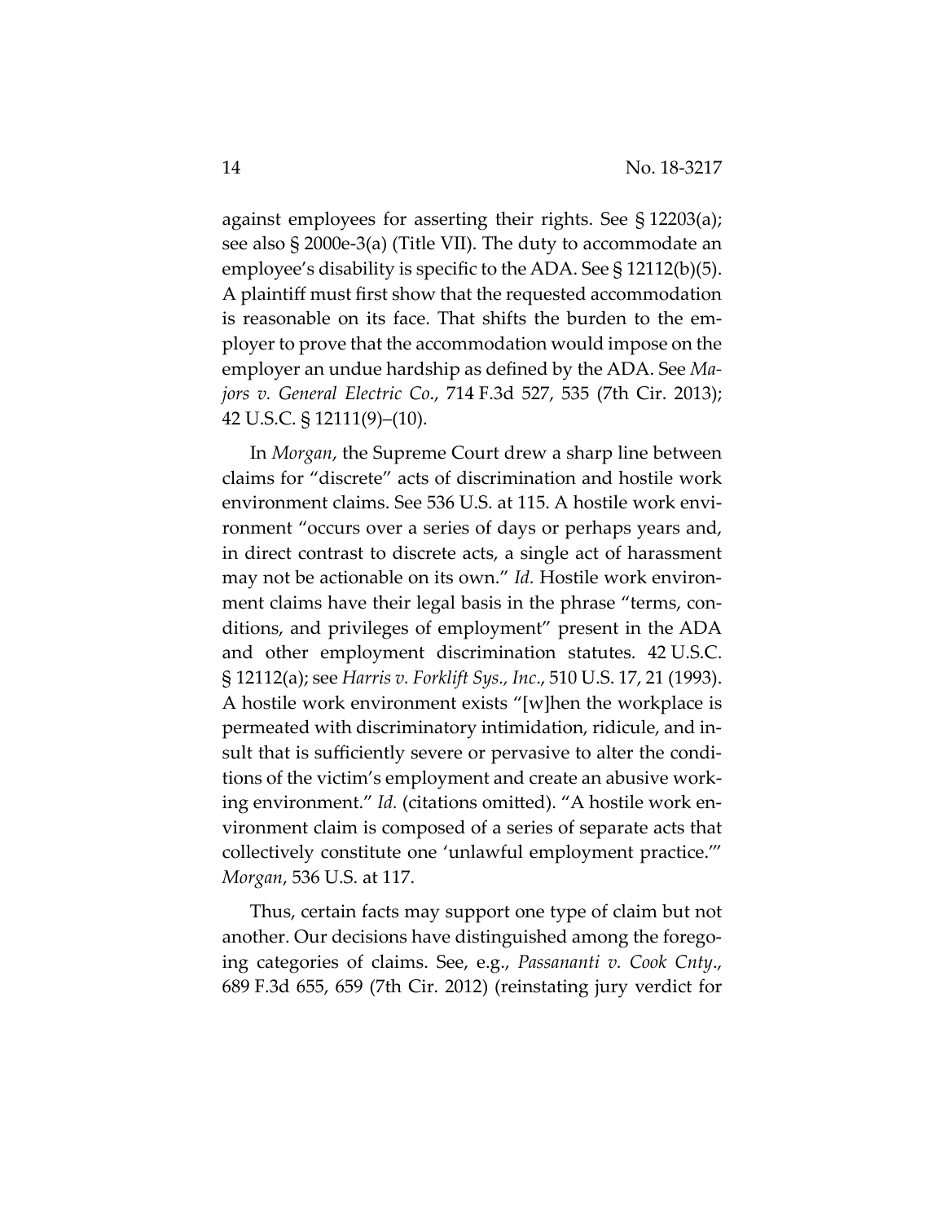against employees for asserting their rights. See § 12203(a); see also § 2000e-3(a) (Title VII). The duty to accommodate an employee's disability is specific to the ADA. See § 12112(b)(5). A plaintiff must first show that the requested accommodation is reasonable on its face. That shifts the burden to the employer to prove that the accommodation would impose on the employer an undue hardship as defined by the ADA. See *Majors v. General Electric Co.*, 714 F.3d 527, 535 (7th Cir. 2013); 42 U.S.C. § 12111(9)–(10).

In *Morgan*, the Supreme Court drew a sharp line between claims for "discrete" acts of discrimination and hostile work environment claims. See 536 U.S. at 115. A hostile work environment "occurs over a series of days or perhaps years and, in direct contrast to discrete acts, a single act of harassment may not be actionable on its own." *Id.* Hostile work environment claims have their legal basis in the phrase "terms, conditions, and privileges of employment" present in the ADA and other employment discrimination statutes. 42 U.S.C. § 12112(a); see *Harris v. Forklift Sys., Inc.*, 510 U.S. 17, 21 (1993). A hostile work environment exists "[w]hen the workplace is permeated with discriminatory intimidation, ridicule, and insult that is sufficiently severe or pervasive to alter the conditions of the victim's employment and create an abusive working environment." *Id.* (citations omitted). "A hostile work environment claim is composed of a series of separate acts that collectively constitute one 'unlawful employment practice.'" *Morgan*, 536 U.S. at 117.

Thus, certain facts may support one type of claim but not another. Our decisions have distinguished among the foregoing categories of claims. See, e.g., *Passananti v. Cook Cnty.*, 689 F.3d 655, 659 (7th Cir. 2012) (reinstating jury verdict for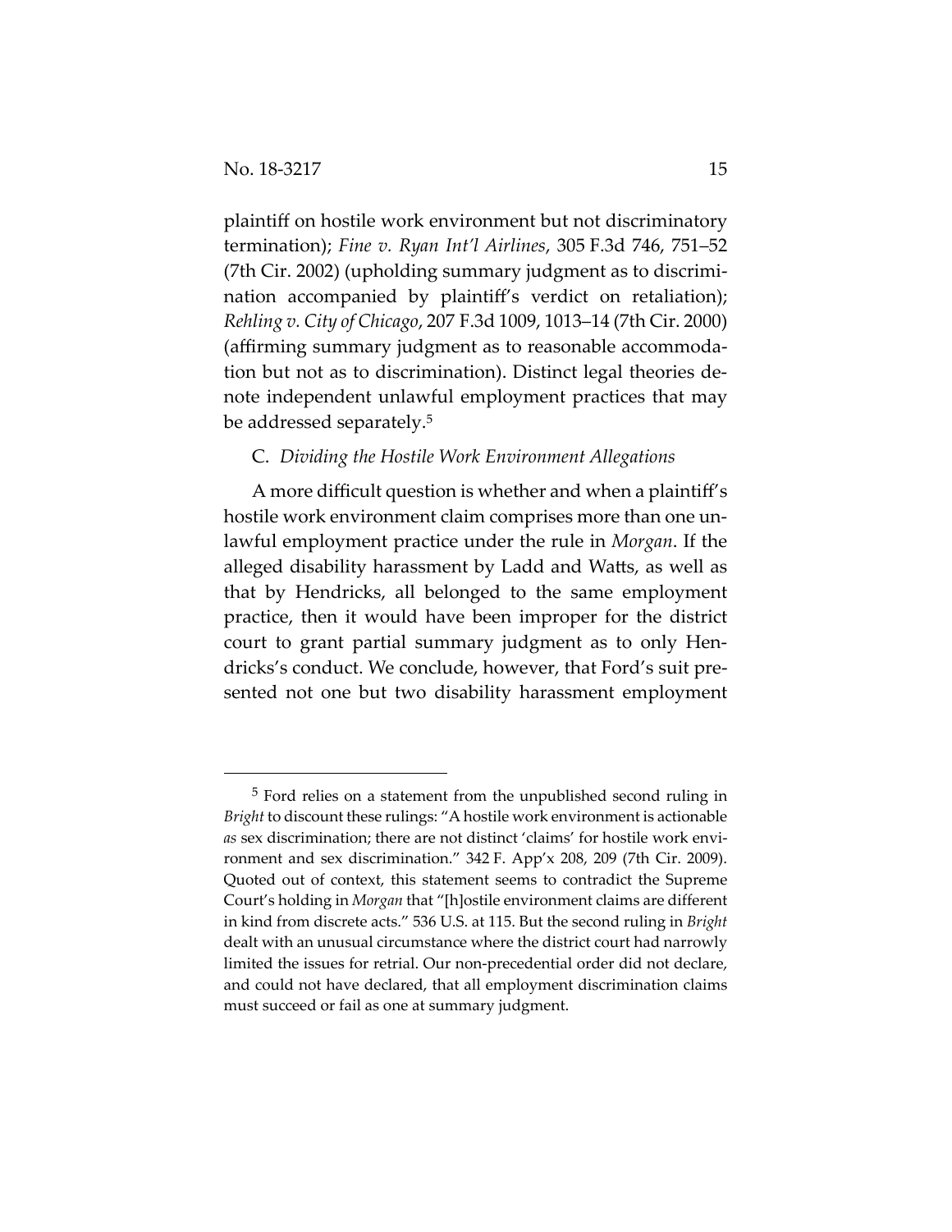plaintiff on hostile work environment but not discriminatory termination); *Fine v. Ryan Int'l Airlines*, 305 F.3d 746, 751–52 (7th Cir. 2002) (upholding summary judgment as to discrimination accompanied by plaintiff's verdict on retaliation); *Rehling v. City of Chicago*, 207 F.3d 1009, 1013–14 (7th Cir. 2000) (affirming summary judgment as to reasonable accommodation but not as to discrimination). Distinct legal theories denote independent unlawful employment practices that may be addressed separately.[5]

C. *Dividing the Hostile Work Environment Allegations*

A more difficult question is whether and when a plaintiff's hostile work environment claim comprises more than one unlawful employment practice under the rule in *Morgan*. If the alleged disability harassment by Ladd and Watts, as well as that by Hendricks, all belonged to the same employment practice, then it would have been improper for the district court to grant partial summary judgment as to only Hendricks's conduct. We conclude, however, that Ford's suit presented not one but two disability harassment employment

---

[5] Ford relies on a statement from the unpublished second ruling in *Bright* to discount these rulings: "A hostile work environment is actionable *as* sex discrimination; there are not distinct 'claims' for hostile work environment and sex discrimination." 342 F. App'x 208, 209 (7th Cir. 2009). Quoted out of context, this statement seems to contradict the Supreme Court's holding in *Morgan* that "[h]ostile environment claims are different in kind from discrete acts." 536 U.S. at 115. But the second ruling in *Bright* dealt with an unusual circumstance where the district court had narrowly limited the issues for retrial. Our non-precedential order did not declare, and could not have declared, that all employment discrimination claims must succeed or fail as one at summary judgment.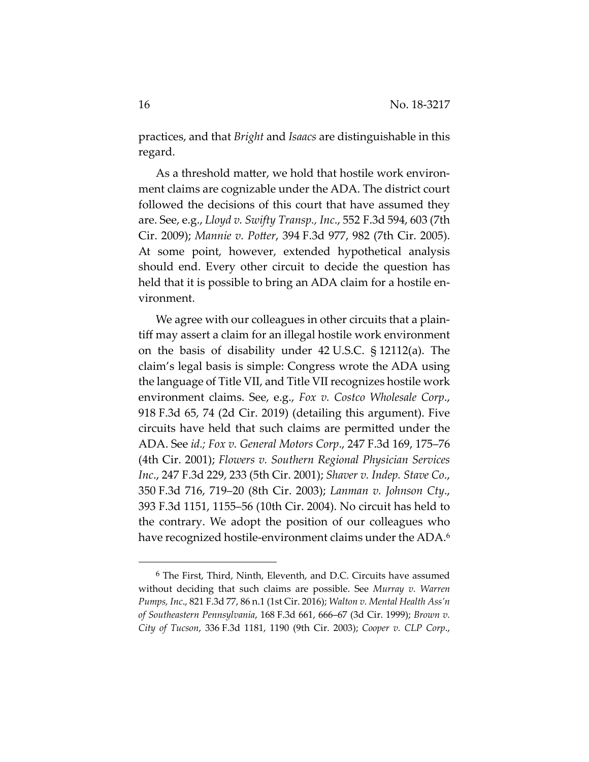practices, and that *Bright* and *Isaacs* are distinguishable in this regard.

As a threshold matter, we hold that hostile work environment claims are cognizable under the ADA. The district court followed the decisions of this court that have assumed they are. See, e.g., *Lloyd v. Swifty Transp., Inc.*, 552 F.3d 594, 603 (7th Cir. 2009); *Mannie v. Potter*, 394 F.3d 977, 982 (7th Cir. 2005). At some point, however, extended hypothetical analysis should end. Every other circuit to decide the question has held that it is possible to bring an ADA claim for a hostile environment.

We agree with our colleagues in other circuits that a plaintiff may assert a claim for an illegal hostile work environment on the basis of disability under 42 U.S.C. § 12112(a). The claim's legal basis is simple: Congress wrote the ADA using the language of Title VII, and Title VII recognizes hostile work environment claims. See, e.g., *Fox v. Costco Wholesale Corp.*, 918 F.3d 65, 74 (2d Cir. 2019) (detailing this argument). Five circuits have held that such claims are permitted under the ADA. See *id.*; *Fox v. General Motors Corp.*, 247 F.3d 169, 175–76 (4th Cir. 2001); *Flowers v. Southern Regional Physician Services Inc.*, 247 F.3d 229, 233 (5th Cir. 2001); *Shaver v. Indep. Stave Co.*, 350 F.3d 716, 719–20 (8th Cir. 2003); *Lanman v. Johnson Cty.*, 393 F.3d 1151, 1155–56 (10th Cir. 2004). No circuit has held to the contrary. We adopt the position of our colleagues who have recognized hostile-environment claims under the ADA.[6]

---

[6] The First, Third, Ninth, Eleventh, and D.C. Circuits have assumed without deciding that such claims are possible. See *Murray v. Warren Pumps, Inc.*, 821 F.3d 77, 86 n.1 (1st Cir. 2016); *Walton v. Mental Health Ass'n of Southeastern Pennsylvania*, 168 F.3d 661, 666–67 (3d Cir. 1999); *Brown v. City of Tucson*, 336 F.3d 1181, 1190 (9th Cir. 2003); *Cooper v. CLP Corp.*,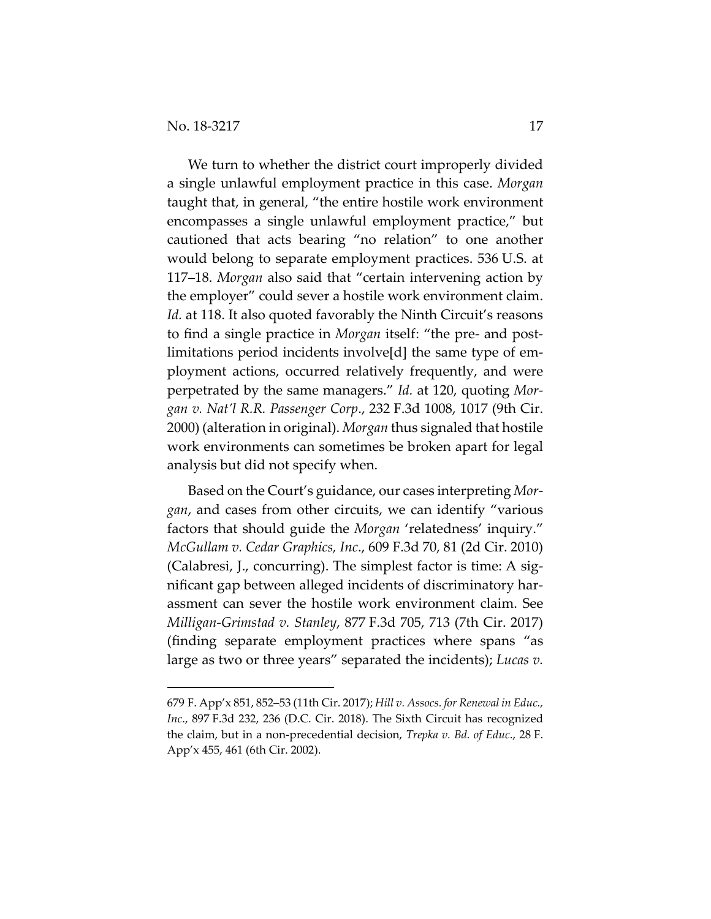We turn to whether the district court improperly divided a single unlawful employment practice in this case. *Morgan* taught that, in general, "the entire hostile work environment encompasses a single unlawful employment practice," but cautioned that acts bearing "no relation" to one another would belong to separate employment practices. 536 U.S. at 117–18. *Morgan* also said that "certain intervening action by the employer" could sever a hostile work environment claim. *Id.* at 118. It also quoted favorably the Ninth Circuit's reasons to find a single practice in *Morgan* itself: "the pre- and post-limitations period incidents involve[d] the same type of employment actions, occurred relatively frequently, and were perpetrated by the same managers." *Id.* at 120, quoting *Morgan v. Nat'l R.R. Passenger Corp.*, 232 F.3d 1008, 1017 (9th Cir. 2000) (alteration in original). *Morgan* thus signaled that hostile work environments can sometimes be broken apart for legal analysis but did not specify when.

Based on the Court's guidance, our cases interpreting *Morgan*, and cases from other circuits, we can identify "various factors that should guide the *Morgan* 'relatedness' inquiry." *McGullam v. Cedar Graphics, Inc.*, 609 F.3d 70, 81 (2d Cir. 2010) (Calabresi, J., concurring). The simplest factor is time: A significant gap between alleged incidents of discriminatory harassment can sever the hostile work environment claim. See *Milligan-Grimstad v. Stanley*, 877 F.3d 705, 713 (7th Cir. 2017) (finding separate employment practices where spans "as large as two or three years" separated the incidents); *Lucas v.*

---

679 F. App'x 851, 852–53 (11th Cir. 2017); *Hill v. Assocs. for Renewal in Educ., Inc.*, 897 F.3d 232, 236 (D.C. Cir. 2018). The Sixth Circuit has recognized the claim, but in a non-precedential decision, *Trepka v. Bd. of Educ.*, 28 F. App'x 455, 461 (6th Cir. 2002).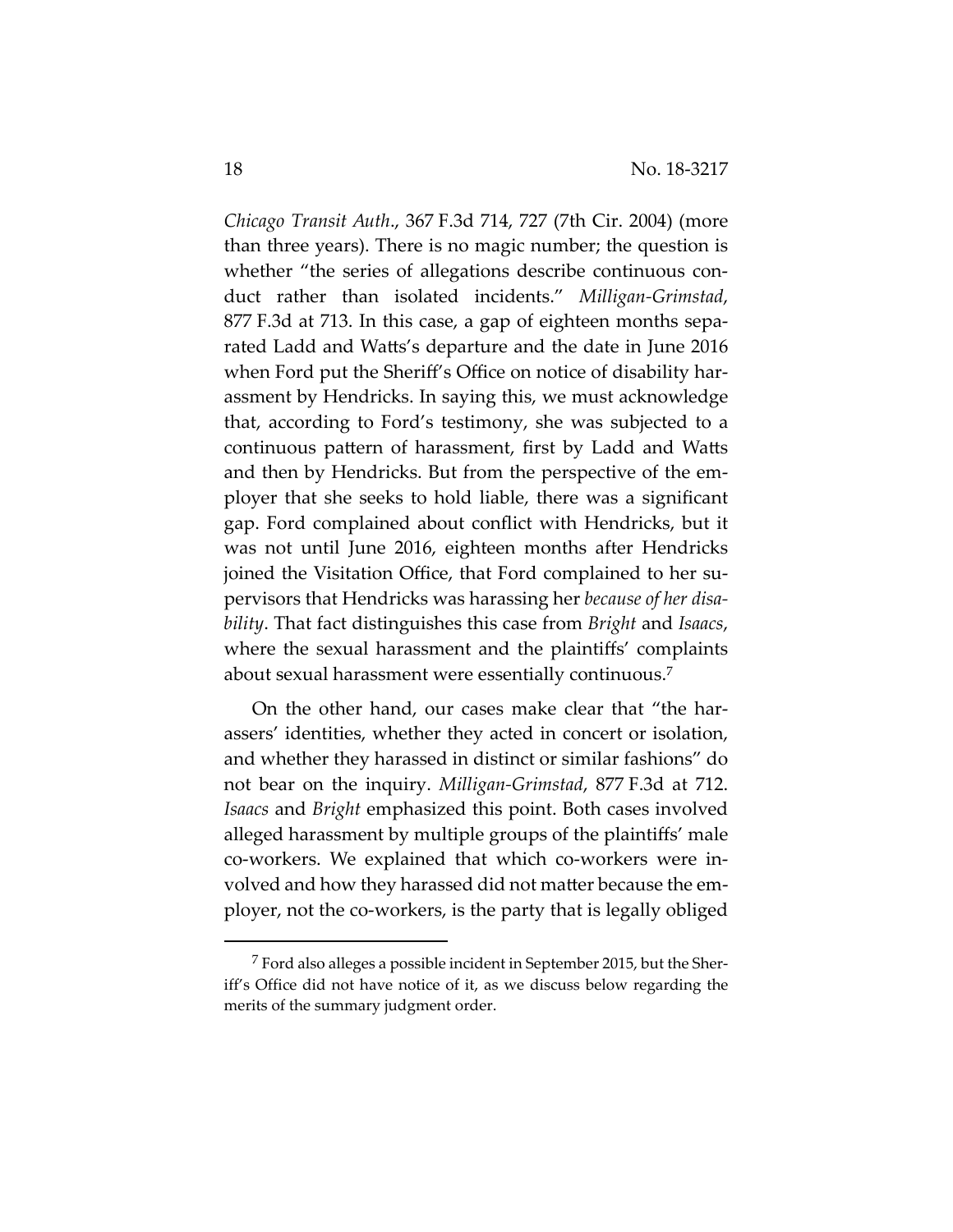*Chicago Transit Auth*., 367 F.3d 714, 727 (7th Cir. 2004) (more than three years). There is no magic number; the question is whether "the series of allegations describe continuous conduct rather than isolated incidents." *Milligan-Grimstad*, 877 F.3d at 713. In this case, a gap of eighteen months separated Ladd and Watts's departure and the date in June 2016 when Ford put the Sheriff's Office on notice of disability harassment by Hendricks. In saying this, we must acknowledge that, according to Ford's testimony, she was subjected to a continuous pattern of harassment, first by Ladd and Watts and then by Hendricks. But from the perspective of the employer that she seeks to hold liable, there was a significant gap. Ford complained about conflict with Hendricks, but it was not until June 2016, eighteen months after Hendricks joined the Visitation Office, that Ford complained to her supervisors that Hendricks was harassing her *because of her disability*. That fact distinguishes this case from *Bright* and *Isaacs*, where the sexual harassment and the plaintiffs' complaints about sexual harassment were essentially continuous.[7]

On the other hand, our cases make clear that "the harassers' identities, whether they acted in concert or isolation, and whether they harassed in distinct or similar fashions" do not bear on the inquiry. *Milligan-Grimstad*, 877 F.3d at 712. *Isaacs* and *Bright* emphasized this point. Both cases involved alleged harassment by multiple groups of the plaintiffs' male co-workers. We explained that which co-workers were involved and how they harassed did not matter because the employer, not the co-workers, is the party that is legally obliged

---

[7] Ford also alleges a possible incident in September 2015, but the Sheriff's Office did not have notice of it, as we discuss below regarding the merits of the summary judgment order.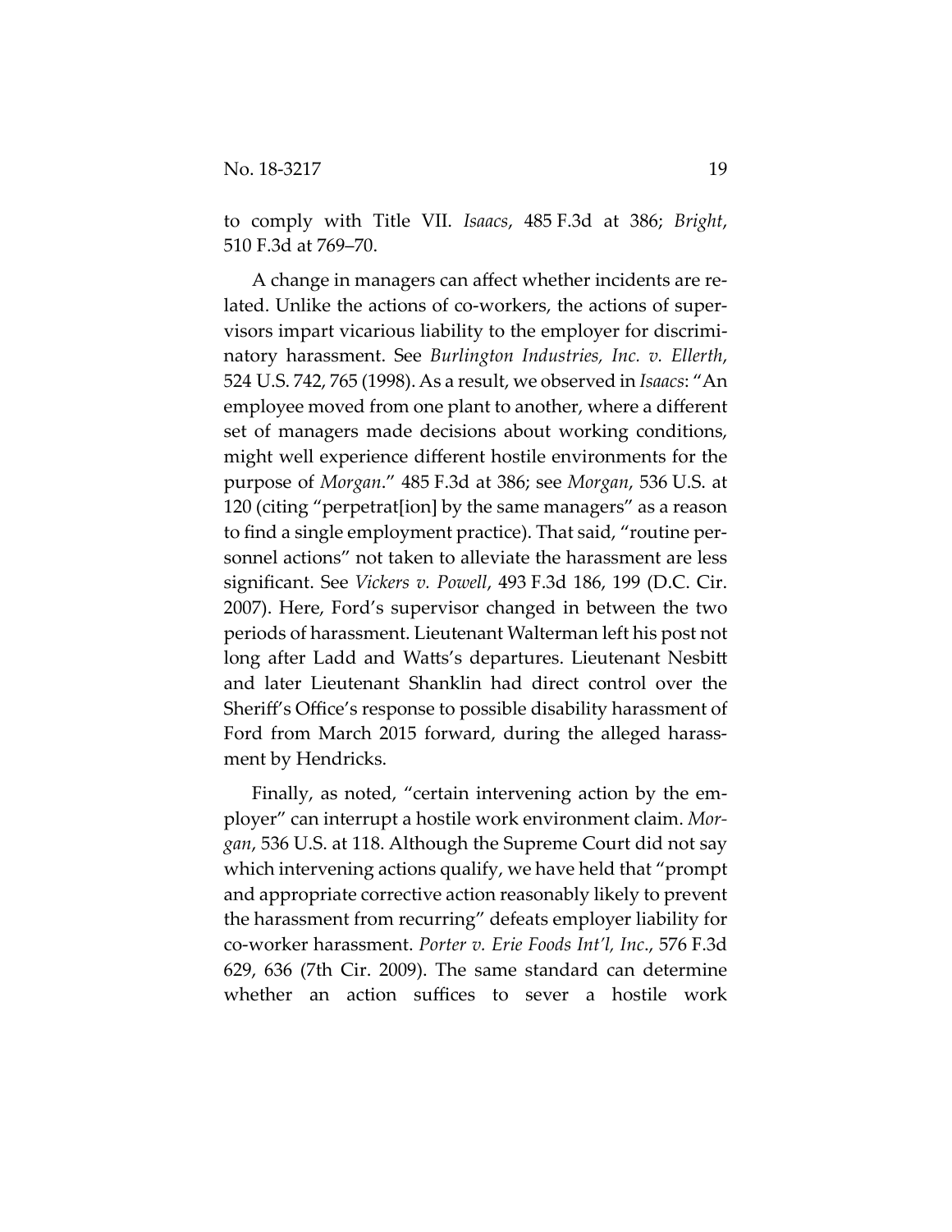to comply with Title VII. *Isaacs*, 485 F.3d at 386; *Bright*, 510 F.3d at 769–70.

A change in managers can affect whether incidents are related. Unlike the actions of co-workers, the actions of supervisors impart vicarious liability to the employer for discriminatory harassment. See *Burlington Industries, Inc. v. Ellerth*, 524 U.S. 742, 765 (1998). As a result, we observed in *Isaacs*: "An employee moved from one plant to another, where a different set of managers made decisions about working conditions, might well experience different hostile environments for the purpose of *Morgan*." 485 F.3d at 386; see *Morgan*, 536 U.S. at 120 (citing "perpetrat[ion] by the same managers" as a reason to find a single employment practice). That said, "routine personnel actions" not taken to alleviate the harassment are less significant. See *Vickers v. Powell*, 493 F.3d 186, 199 (D.C. Cir. 2007). Here, Ford's supervisor changed in between the two periods of harassment. Lieutenant Walterman left his post not long after Ladd and Watts's departures. Lieutenant Nesbitt and later Lieutenant Shanklin had direct control over the Sheriff's Office's response to possible disability harassment of Ford from March 2015 forward, during the alleged harassment by Hendricks.

Finally, as noted, "certain intervening action by the employer" can interrupt a hostile work environment claim. *Morgan*, 536 U.S. at 118. Although the Supreme Court did not say which intervening actions qualify, we have held that "prompt and appropriate corrective action reasonably likely to prevent the harassment from recurring" defeats employer liability for co-worker harassment. *Porter v. Erie Foods Int'l, Inc.*, 576 F.3d 629, 636 (7th Cir. 2009). The same standard can determine whether an action suffices to sever a hostile work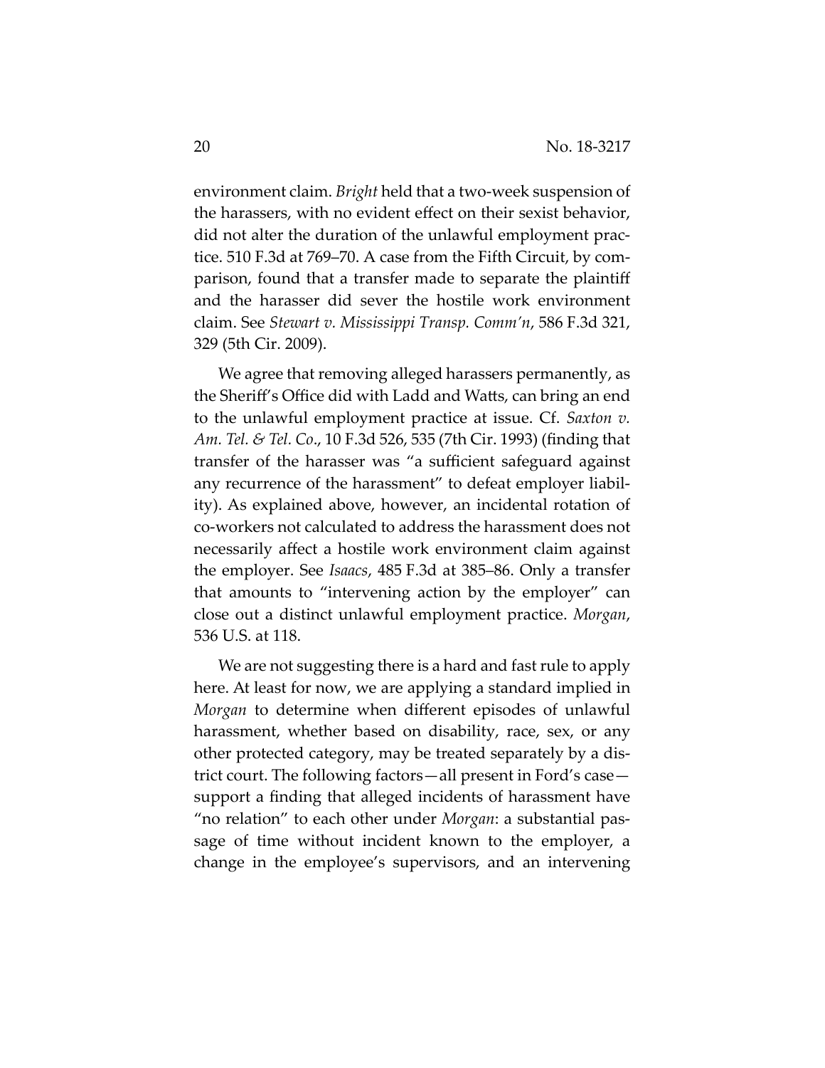environment claim. *Bright* held that a two-week suspension of the harassers, with no evident effect on their sexist behavior, did not alter the duration of the unlawful employment practice. 510 F.3d at 769–70. A case from the Fifth Circuit, by comparison, found that a transfer made to separate the plaintiff and the harasser did sever the hostile work environment claim. See *Stewart v. Mississippi Transp. Comm'n*, 586 F.3d 321, 329 (5th Cir. 2009).

We agree that removing alleged harassers permanently, as the Sheriff's Office did with Ladd and Watts, can bring an end to the unlawful employment practice at issue. Cf. *Saxton v. Am. Tel. & Tel. Co*., 10 F.3d 526, 535 (7th Cir. 1993) (finding that transfer of the harasser was "a sufficient safeguard against any recurrence of the harassment" to defeat employer liability). As explained above, however, an incidental rotation of co-workers not calculated to address the harassment does not necessarily affect a hostile work environment claim against the employer. See *Isaacs*, 485 F.3d at 385–86. Only a transfer that amounts to "intervening action by the employer" can close out a distinct unlawful employment practice. *Morgan*, 536 U.S. at 118.

We are not suggesting there is a hard and fast rule to apply here. At least for now, we are applying a standard implied in *Morgan* to determine when different episodes of unlawful harassment, whether based on disability, race, sex, or any other protected category, may be treated separately by a district court. The following factors—all present in Ford's case—support a finding that alleged incidents of harassment have "no relation" to each other under *Morgan*: a substantial passage of time without incident known to the employer, a change in the employee's supervisors, and an intervening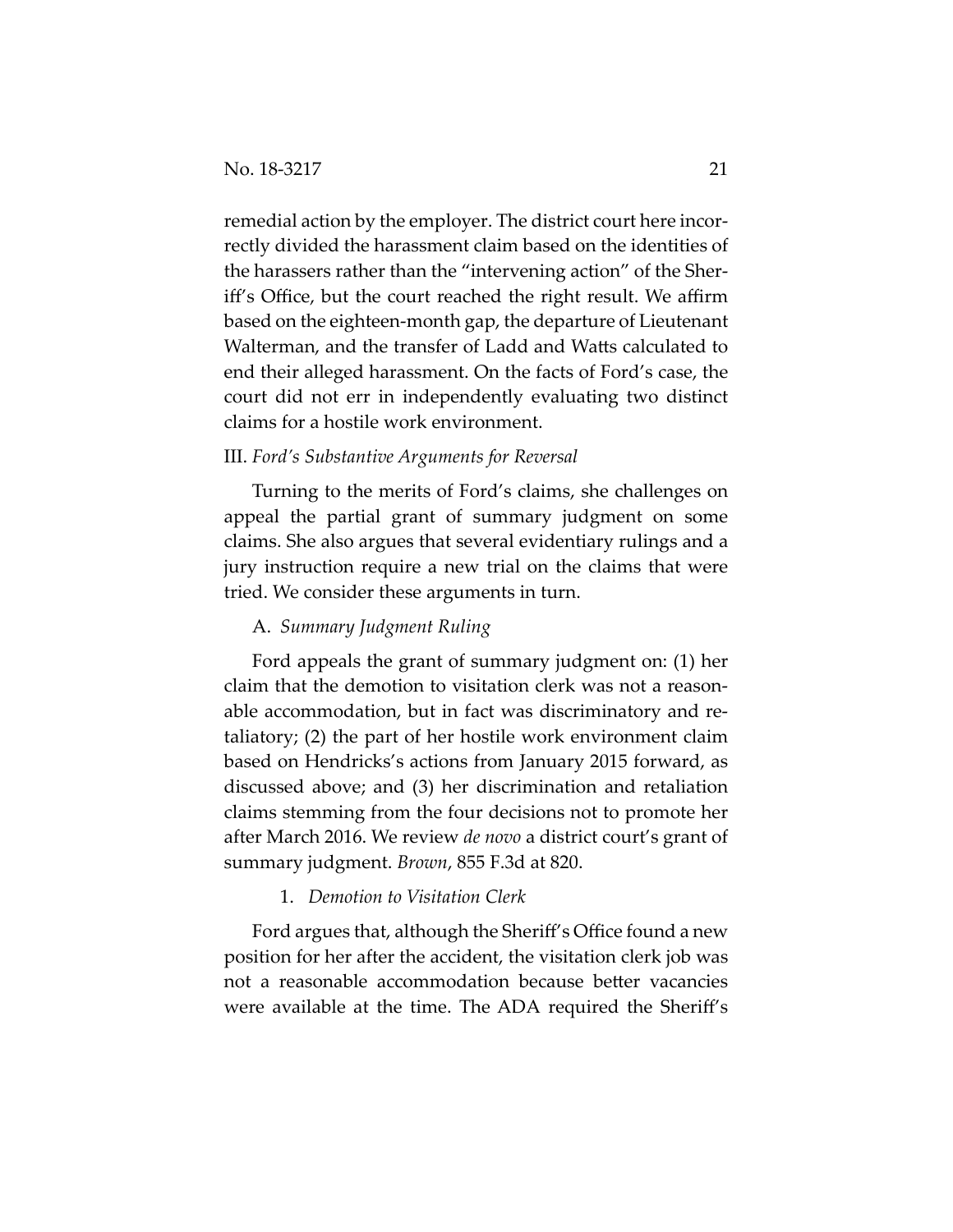remedial action by the employer. The district court here incorrectly divided the harassment claim based on the identities of the harassers rather than the "intervening action" of the Sheriff's Office, but the court reached the right result. We affirm based on the eighteen-month gap, the departure of Lieutenant Walterman, and the transfer of Ladd and Watts calculated to end their alleged harassment. On the facts of Ford's case, the court did not err in independently evaluating two distinct claims for a hostile work environment.

## III. *Ford's Substantive Arguments for Reversal*

Turning to the merits of Ford's claims, she challenges on appeal the partial grant of summary judgment on some claims. She also argues that several evidentiary rulings and a jury instruction require a new trial on the claims that were tried. We consider these arguments in turn.

### A. *Summary Judgment Ruling*

Ford appeals the grant of summary judgment on: (1) her claim that the demotion to visitation clerk was not a reasonable accommodation, but in fact was discriminatory and retaliatory; (2) the part of her hostile work environment claim based on Hendricks's actions from January 2015 forward, as discussed above; and (3) her discrimination and retaliation claims stemming from the four decisions not to promote her after March 2016. We review *de novo* a district court's grant of summary judgment. *Brown*, 855 F.3d at 820.

#### 1. *Demotion to Visitation Clerk*

Ford argues that, although the Sheriff's Office found a new position for her after the accident, the visitation clerk job was not a reasonable accommodation because better vacancies were available at the time. The ADA required the Sheriff's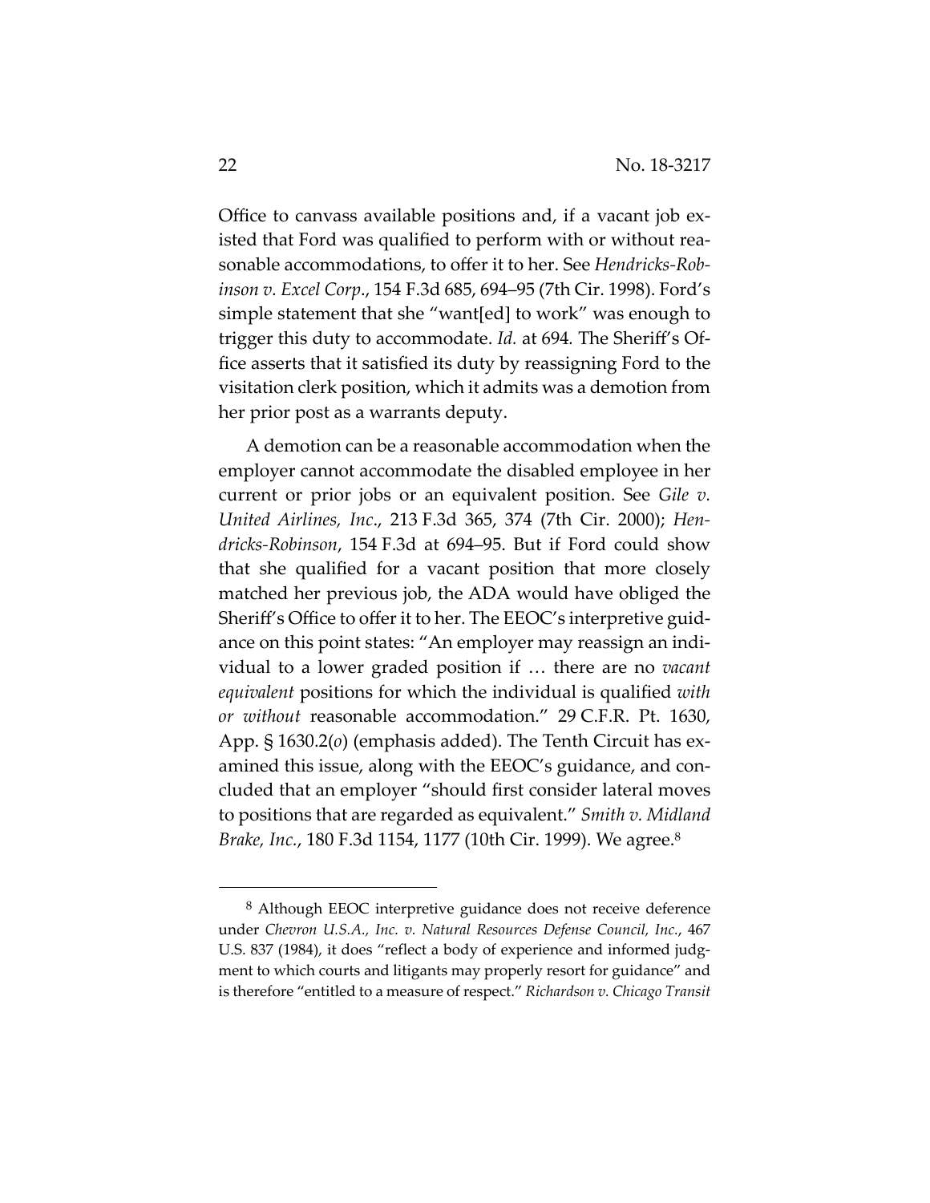Office to canvass available positions and, if a vacant job existed that Ford was qualified to perform with or without reasonable accommodations, to offer it to her. See *Hendricks-Robinson v. Excel Corp*., 154 F.3d 685, 694–95 (7th Cir. 1998). Ford's simple statement that she "want[ed] to work" was enough to trigger this duty to accommodate. *Id.* at 694*.* The Sheriff's Office asserts that it satisfied its duty by reassigning Ford to the visitation clerk position, which it admits was a demotion from her prior post as a warrants deputy.

A demotion can be a reasonable accommodation when the employer cannot accommodate the disabled employee in her current or prior jobs or an equivalent position. See *Gile v. United Airlines, Inc*., 213 F.3d 365, 374 (7th Cir. 2000); *Hendricks-Robinson*, 154 F.3d at 694–95. But if Ford could show that she qualified for a vacant position that more closely matched her previous job, the ADA would have obliged the Sheriff's Office to offer it to her. The EEOC's interpretive guidance on this point states: "An employer may reassign an individual to a lower graded position if … there are no *vacant equivalent* positions for which the individual is qualified *with or without* reasonable accommodation." 29 C.F.R. Pt. 1630, App. § 1630.2(*o*) (emphasis added). The Tenth Circuit has examined this issue, along with the EEOC's guidance, and concluded that an employer "should first consider lateral moves to positions that are regarded as equivalent." *Smith v. Midland Brake, Inc*., 180 F.3d 1154, 1177 (10th Cir. 1999). We agree.[8]

---

[8] Although EEOC interpretive guidance does not receive deference under *Chevron U.S.A., Inc. v. Natural Resources Defense Council, Inc.*, 467 U.S. 837 (1984), it does "reflect a body of experience and informed judgment to which courts and litigants may properly resort for guidance" and is therefore "entitled to a measure of respect." *Richardson v. Chicago Transit*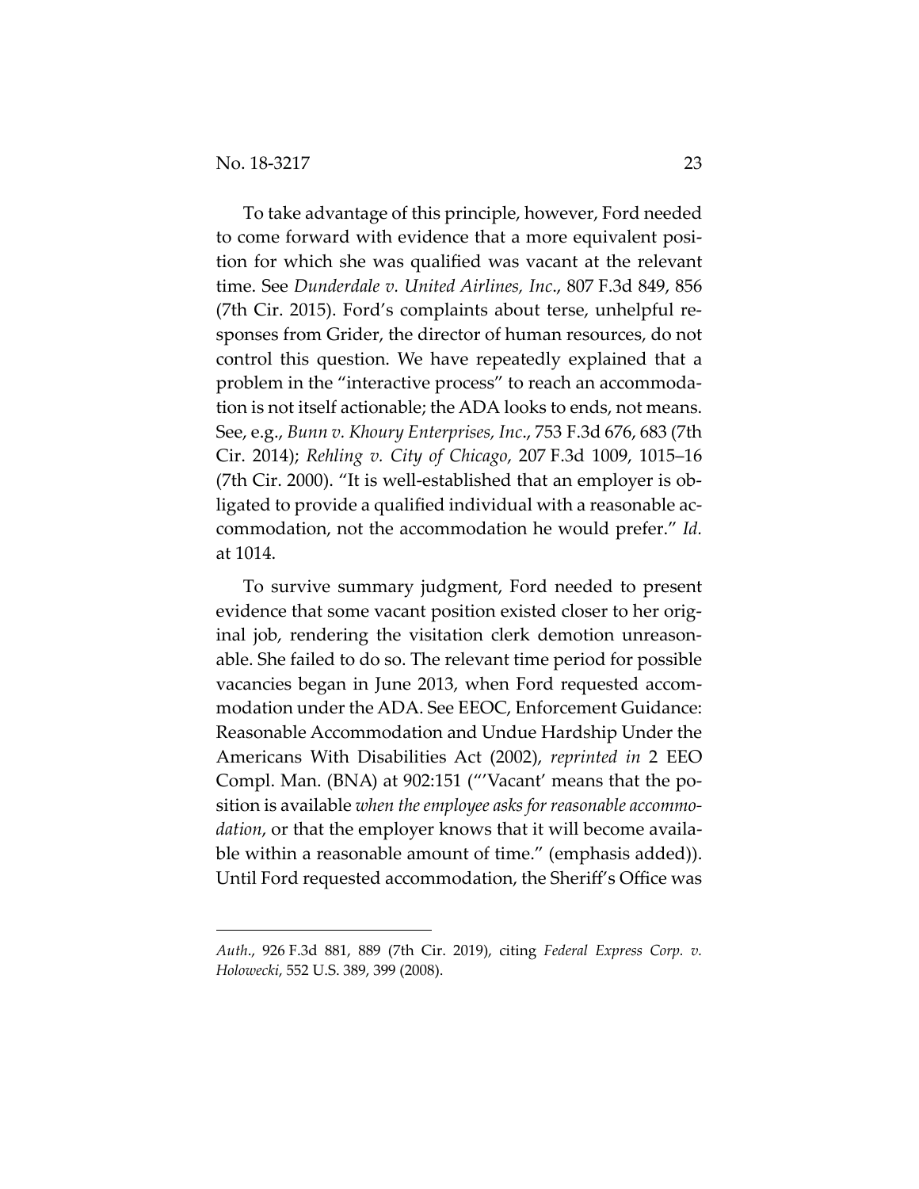To take advantage of this principle, however, Ford needed to come forward with evidence that a more equivalent position for which she was qualified was vacant at the relevant time. See *Dunderdale v. United Airlines, Inc.*, 807 F.3d 849, 856 (7th Cir. 2015). Ford's complaints about terse, unhelpful responses from Grider, the director of human resources, do not control this question. We have repeatedly explained that a problem in the "interactive process" to reach an accommodation is not itself actionable; the ADA looks to ends, not means. See, e.g., *Bunn v. Khoury Enterprises, Inc.*, 753 F.3d 676, 683 (7th Cir. 2014); *Rehling v. City of Chicago*, 207 F.3d 1009, 1015–16 (7th Cir. 2000). "It is well-established that an employer is obligated to provide a qualified individual with a reasonable accommodation, not the accommodation he would prefer." *Id.* at 1014.

To survive summary judgment, Ford needed to present evidence that some vacant position existed closer to her original job, rendering the visitation clerk demotion unreasonable. She failed to do so. The relevant time period for possible vacancies began in June 2013, when Ford requested accommodation under the ADA. See EEOC, Enforcement Guidance: Reasonable Accommodation and Undue Hardship Under the Americans With Disabilities Act (2002), *reprinted in* 2 EEO Compl. Man. (BNA) at 902:151 ("'Vacant' means that the position is available *when the employee asks for reasonable accommodation*, or that the employer knows that it will become available within a reasonable amount of time." (emphasis added)). Until Ford requested accommodation, the Sheriff's Office was

---

*Auth.*, 926 F.3d 881, 889 (7th Cir. 2019), citing *Federal Express Corp. v. Holowecki*, 552 U.S. 389, 399 (2008).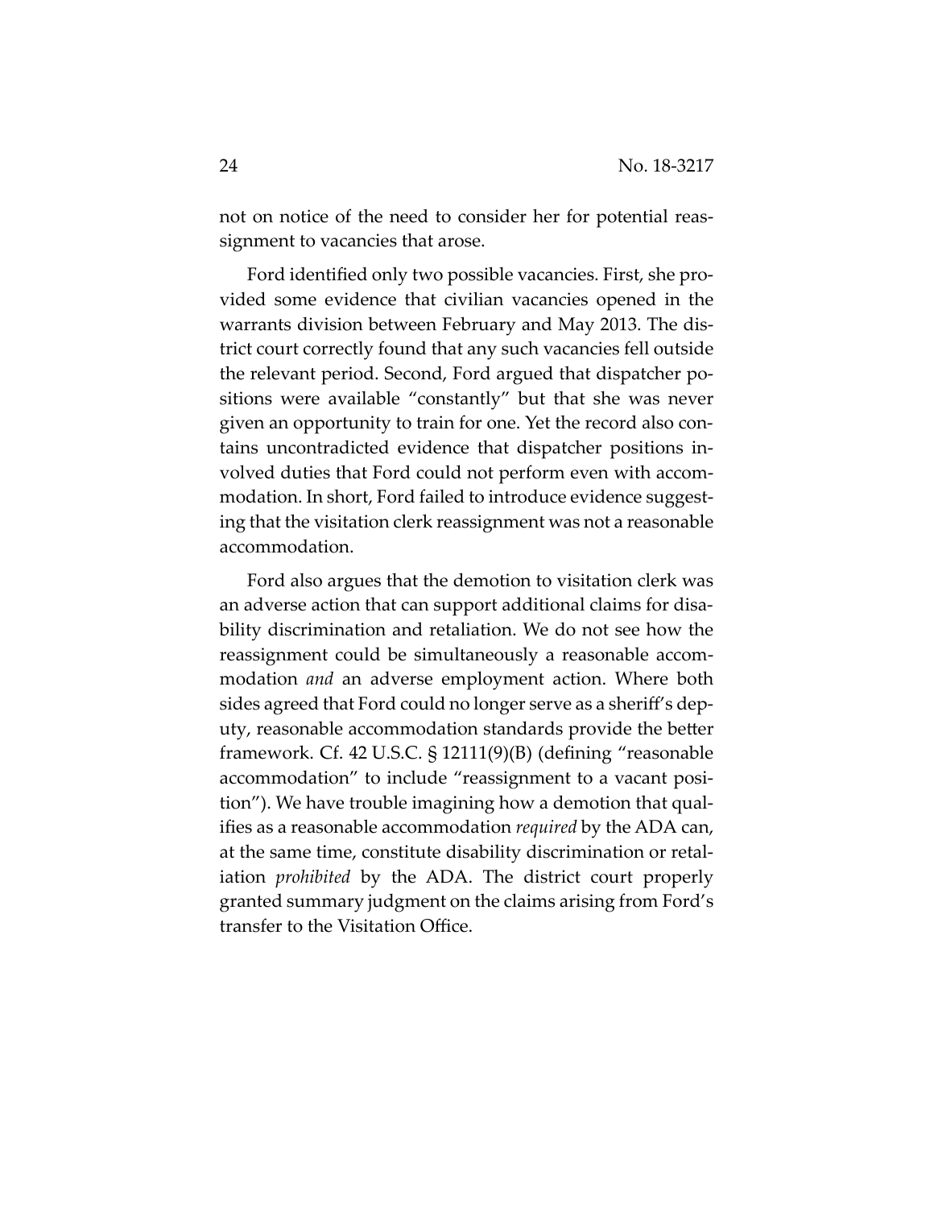not on notice of the need to consider her for potential reassignment to vacancies that arose.

Ford identified only two possible vacancies. First, she provided some evidence that civilian vacancies opened in the warrants division between February and May 2013. The district court correctly found that any such vacancies fell outside the relevant period. Second, Ford argued that dispatcher positions were available "constantly" but that she was never given an opportunity to train for one. Yet the record also contains uncontradicted evidence that dispatcher positions involved duties that Ford could not perform even with accommodation. In short, Ford failed to introduce evidence suggesting that the visitation clerk reassignment was not a reasonable accommodation.

Ford also argues that the demotion to visitation clerk was an adverse action that can support additional claims for disability discrimination and retaliation. We do not see how the reassignment could be simultaneously a reasonable accommodation *and* an adverse employment action. Where both sides agreed that Ford could no longer serve as a sheriff's deputy, reasonable accommodation standards provide the better framework. Cf. 42 U.S.C. § 12111(9)(B) (defining "reasonable accommodation" to include "reassignment to a vacant position"). We have trouble imagining how a demotion that qualifies as a reasonable accommodation *required* by the ADA can, at the same time, constitute disability discrimination or retaliation *prohibited* by the ADA. The district court properly granted summary judgment on the claims arising from Ford's transfer to the Visitation Office.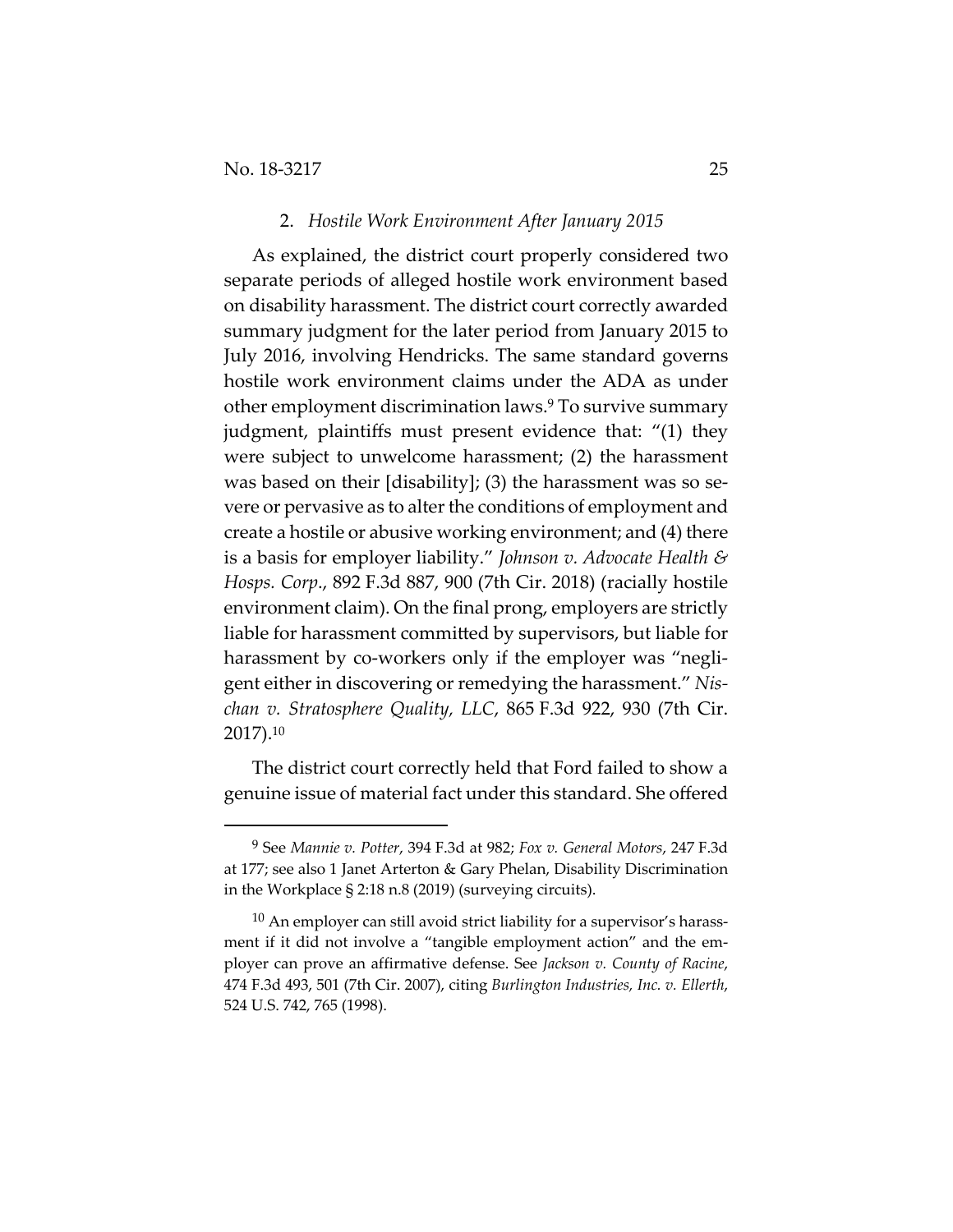### 2. *Hostile Work Environment After January 2015*

As explained, the district court properly considered two separate periods of alleged hostile work environment based on disability harassment. The district court correctly awarded summary judgment for the later period from January 2015 to July 2016, involving Hendricks. The same standard governs hostile work environment claims under the ADA as under other employment discrimination laws.[9] To survive summary judgment, plaintiffs must present evidence that: "(1) they were subject to unwelcome harassment; (2) the harassment was based on their [disability]; (3) the harassment was so severe or pervasive as to alter the conditions of employment and create a hostile or abusive working environment; and (4) there is a basis for employer liability." *Johnson v. Advocate Health & Hosps. Corp.*, 892 F.3d 887, 900 (7th Cir. 2018) (racially hostile environment claim). On the final prong, employers are strictly liable for harassment committed by supervisors, but liable for harassment by co-workers only if the employer was "negligent either in discovering or remedying the harassment." *Nischan v. Stratosphere Quality, LLC*, 865 F.3d 922, 930 (7th Cir. 2017).[10]

The district court correctly held that Ford failed to show a genuine issue of material fact under this standard. She offered

---

[9] See *Mannie v. Potter*, 394 F.3d at 982; *Fox v. General Motors*, 247 F.3d at 177; see also 1 Janet Arterton & Gary Phelan, Disability Discrimination in the Workplace § 2:18 n.8 (2019) (surveying circuits).

[10] An employer can still avoid strict liability for a supervisor's harassment if it did not involve a "tangible employment action" and the employer can prove an affirmative defense. See *Jackson v. County of Racine*, 474 F.3d 493, 501 (7th Cir. 2007), citing *Burlington Industries, Inc. v. Ellerth*, 524 U.S. 742, 765 (1998).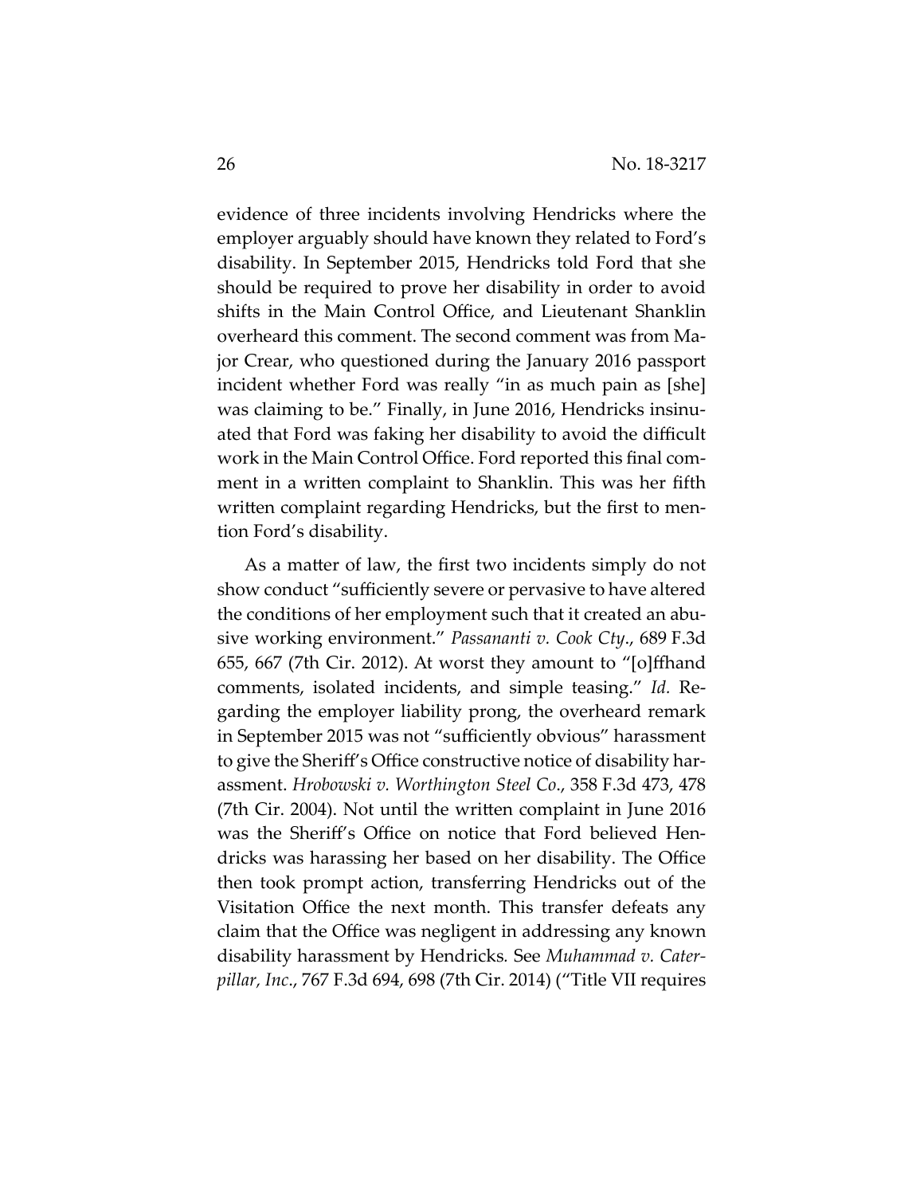evidence of three incidents involving Hendricks where the employer arguably should have known they related to Ford's disability. In September 2015, Hendricks told Ford that she should be required to prove her disability in order to avoid shifts in the Main Control Office, and Lieutenant Shanklin overheard this comment. The second comment was from Major Crear, who questioned during the January 2016 passport incident whether Ford was really "in as much pain as [she] was claiming to be." Finally, in June 2016, Hendricks insinuated that Ford was faking her disability to avoid the difficult work in the Main Control Office. Ford reported this final comment in a written complaint to Shanklin. This was her fifth written complaint regarding Hendricks, but the first to mention Ford's disability.

As a matter of law, the first two incidents simply do not show conduct "sufficiently severe or pervasive to have altered the conditions of her employment such that it created an abusive working environment." *Passananti v. Cook Cty.*, 689 F.3d 655, 667 (7th Cir. 2012). At worst they amount to "[o]ffhand comments, isolated incidents, and simple teasing." *Id.* Regarding the employer liability prong, the overheard remark in September 2015 was not "sufficiently obvious" harassment to give the Sheriff's Office constructive notice of disability harassment. *Hrobowski v. Worthington Steel Co.*, 358 F.3d 473, 478 (7th Cir. 2004). Not until the written complaint in June 2016 was the Sheriff's Office on notice that Ford believed Hendricks was harassing her based on her disability. The Office then took prompt action, transferring Hendricks out of the Visitation Office the next month. This transfer defeats any claim that the Office was negligent in addressing any known disability harassment by Hendricks. See *Muhammad v. Caterpillar, Inc.*, 767 F.3d 694, 698 (7th Cir. 2014) ("Title VII requires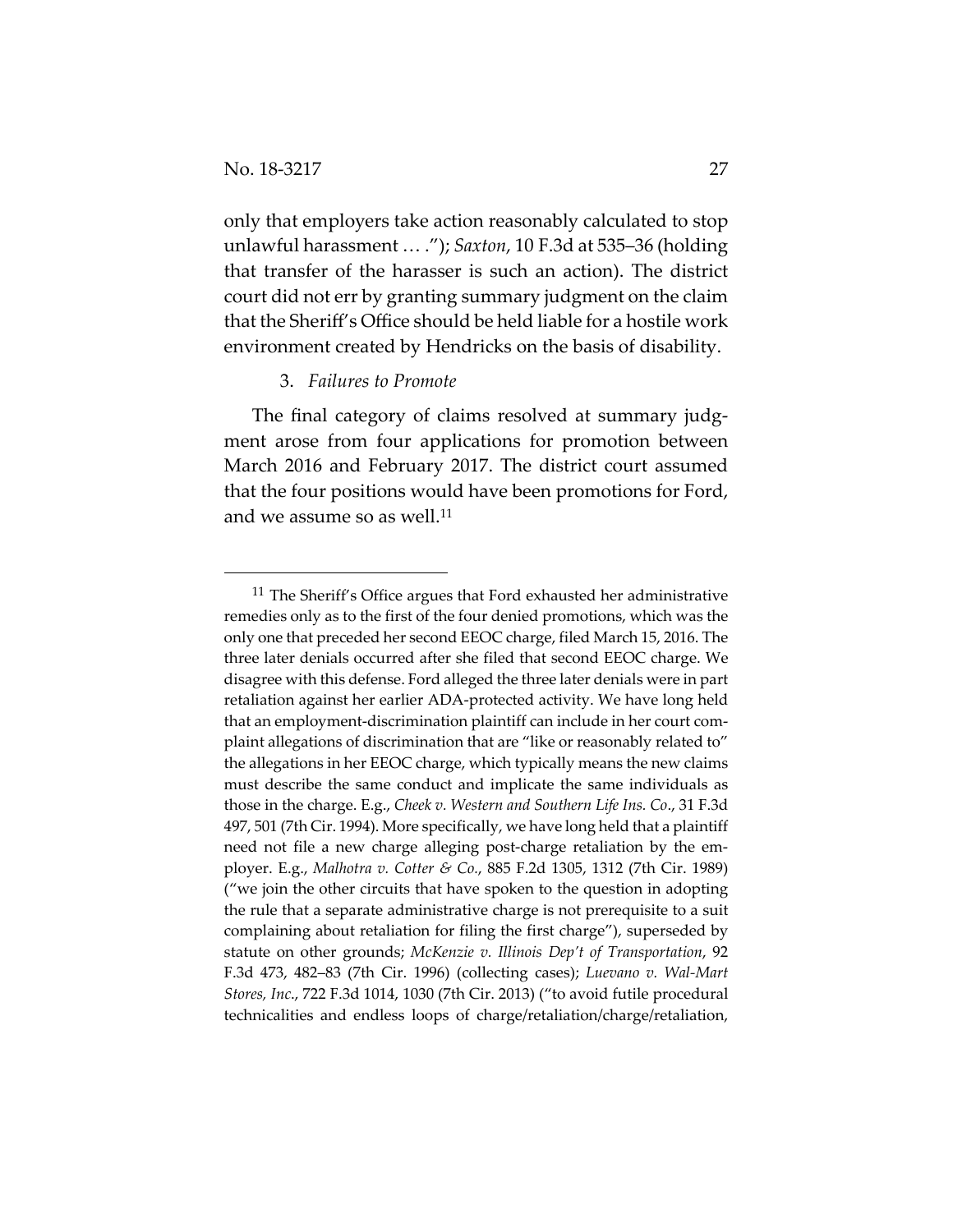only that employers take action reasonably calculated to stop unlawful harassment … ."); *Saxton*, 10 F.3d at 535–36 (holding that transfer of the harasser is such an action). The district court did not err by granting summary judgment on the claim that the Sheriff's Office should be held liable for a hostile work environment created by Hendricks on the basis of disability.

3. *Failures to Promote*

The final category of claims resolved at summary judgment arose from four applications for promotion between March 2016 and February 2017. The district court assumed that the four positions would have been promotions for Ford, and we assume so as well.[11]

---

[11] The Sheriff's Office argues that Ford exhausted her administrative remedies only as to the first of the four denied promotions, which was the only one that preceded her second EEOC charge, filed March 15, 2016. The three later denials occurred after she filed that second EEOC charge. We disagree with this defense. Ford alleged the three later denials were in part retaliation against her earlier ADA-protected activity. We have long held that an employment-discrimination plaintiff can include in her court complaint allegations of discrimination that are "like or reasonably related to" the allegations in her EEOC charge, which typically means the new claims must describe the same conduct and implicate the same individuals as those in the charge. E.g., *Cheek v. Western and Southern Life Ins. Co*., 31 F.3d 497, 501 (7th Cir. 1994). More specifically, we have long held that a plaintiff need not file a new charge alleging post-charge retaliation by the employer. E.g., *Malhotra v. Cotter & Co.*, 885 F.2d 1305, 1312 (7th Cir. 1989) ("we join the other circuits that have spoken to the question in adopting the rule that a separate administrative charge is not prerequisite to a suit complaining about retaliation for filing the first charge"), superseded by statute on other grounds; *McKenzie v. Illinois Dep't of Transportation*, 92 F.3d 473, 482–83 (7th Cir. 1996) (collecting cases); *Luevano v. Wal-Mart Stores, Inc*., 722 F.3d 1014, 1030 (7th Cir. 2013) ("to avoid futile procedural technicalities and endless loops of charge/retaliation/charge/retaliation,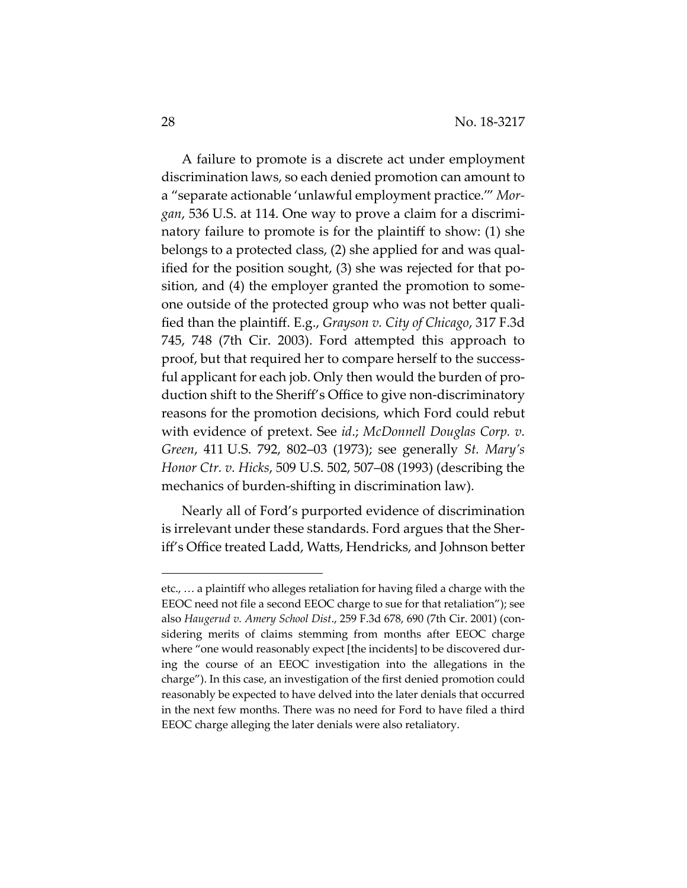A failure to promote is a discrete act under employment discrimination laws, so each denied promotion can amount to a "separate actionable 'unlawful employment practice.'" *Morgan*, 536 U.S. at 114. One way to prove a claim for a discriminatory failure to promote is for the plaintiff to show: (1) she belongs to a protected class, (2) she applied for and was qualified for the position sought, (3) she was rejected for that position, and (4) the employer granted the promotion to someone outside of the protected group who was not better qualified than the plaintiff. E.g., *Grayson v. City of Chicago*, 317 F.3d 745, 748 (7th Cir. 2003). Ford attempted this approach to proof, but that required her to compare herself to the successful applicant for each job. Only then would the burden of production shift to the Sheriff's Office to give non-discriminatory reasons for the promotion decisions, which Ford could rebut with evidence of pretext. See *id*.; *McDonnell Douglas Corp. v. Green*, 411 U.S. 792, 802–03 (1973); see generally *St. Mary's Honor Ctr. v. Hicks*, 509 U.S. 502, 507–08 (1993) (describing the mechanics of burden-shifting in discrimination law).

Nearly all of Ford's purported evidence of discrimination is irrelevant under these standards. Ford argues that the Sheriff's Office treated Ladd, Watts, Hendricks, and Johnson better

---

etc., … a plaintiff who alleges retaliation for having filed a charge with the EEOC need not file a second EEOC charge to sue for that retaliation"); see also *Haugerud v. Amery School Dist*., 259 F.3d 678, 690 (7th Cir. 2001) (considering merits of claims stemming from months after EEOC charge where "one would reasonably expect [the incidents] to be discovered during the course of an EEOC investigation into the allegations in the charge"). In this case, an investigation of the first denied promotion could reasonably be expected to have delved into the later denials that occurred in the next few months. There was no need for Ford to have filed a third EEOC charge alleging the later denials were also retaliatory.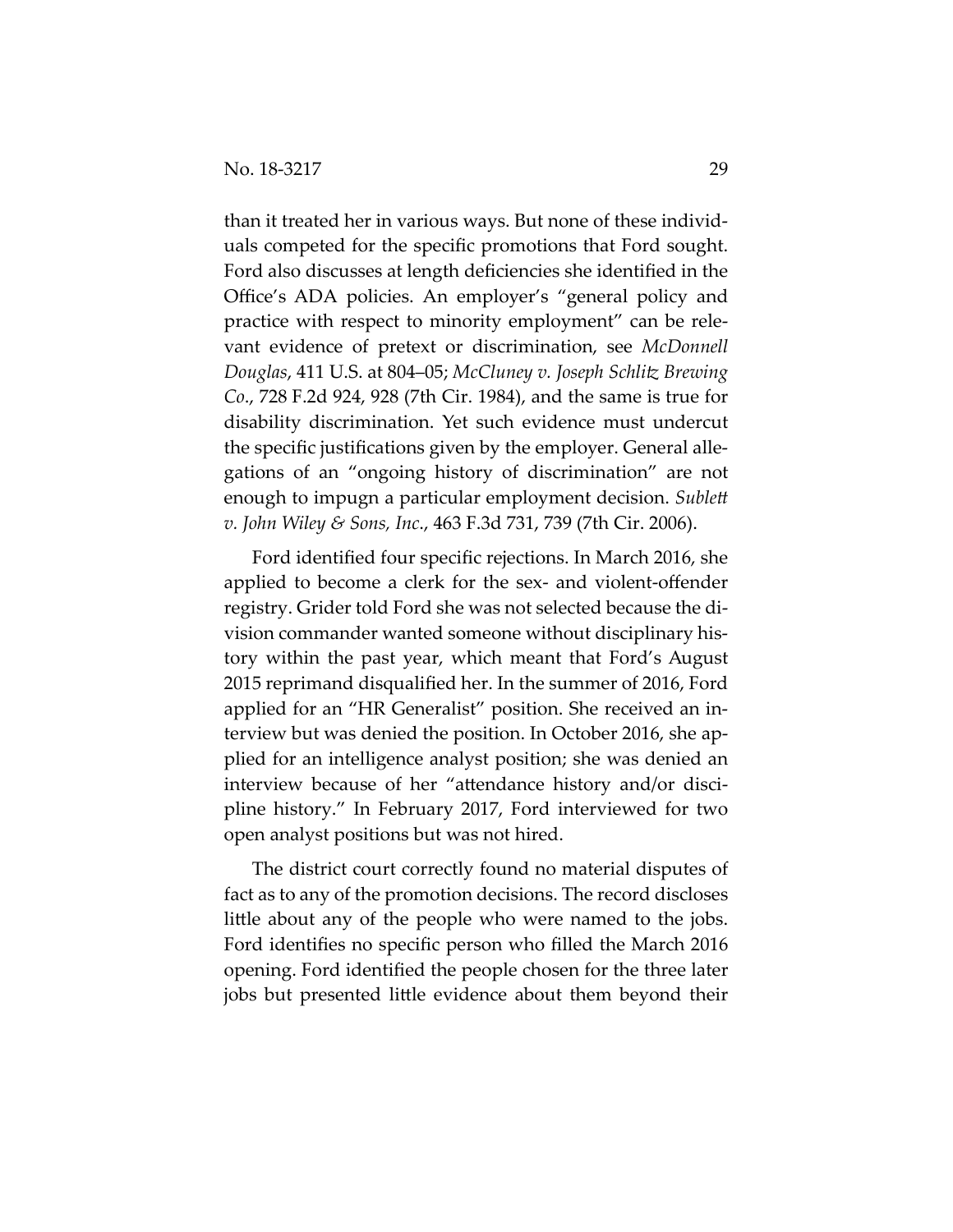than it treated her in various ways. But none of these individuals competed for the specific promotions that Ford sought. Ford also discusses at length deficiencies she identified in the Office's ADA policies. An employer's "general policy and practice with respect to minority employment" can be relevant evidence of pretext or discrimination, see *McDonnell Douglas*, 411 U.S. at 804–05; *McCluney v. Joseph Schlitz Brewing Co.*, 728 F.2d 924, 928 (7th Cir. 1984), and the same is true for disability discrimination. Yet such evidence must undercut the specific justifications given by the employer. General allegations of an "ongoing history of discrimination" are not enough to impugn a particular employment decision. *Sublett v. John Wiley & Sons, Inc.*, 463 F.3d 731, 739 (7th Cir. 2006).

Ford identified four specific rejections. In March 2016, she applied to become a clerk for the sex- and violent-offender registry. Grider told Ford she was not selected because the division commander wanted someone without disciplinary history within the past year, which meant that Ford's August 2015 reprimand disqualified her. In the summer of 2016, Ford applied for an "HR Generalist" position. She received an interview but was denied the position. In October 2016, she applied for an intelligence analyst position; she was denied an interview because of her "attendance history and/or discipline history." In February 2017, Ford interviewed for two open analyst positions but was not hired.

The district court correctly found no material disputes of fact as to any of the promotion decisions. The record discloses little about any of the people who were named to the jobs. Ford identifies no specific person who filled the March 2016 opening. Ford identified the people chosen for the three later jobs but presented little evidence about them beyond their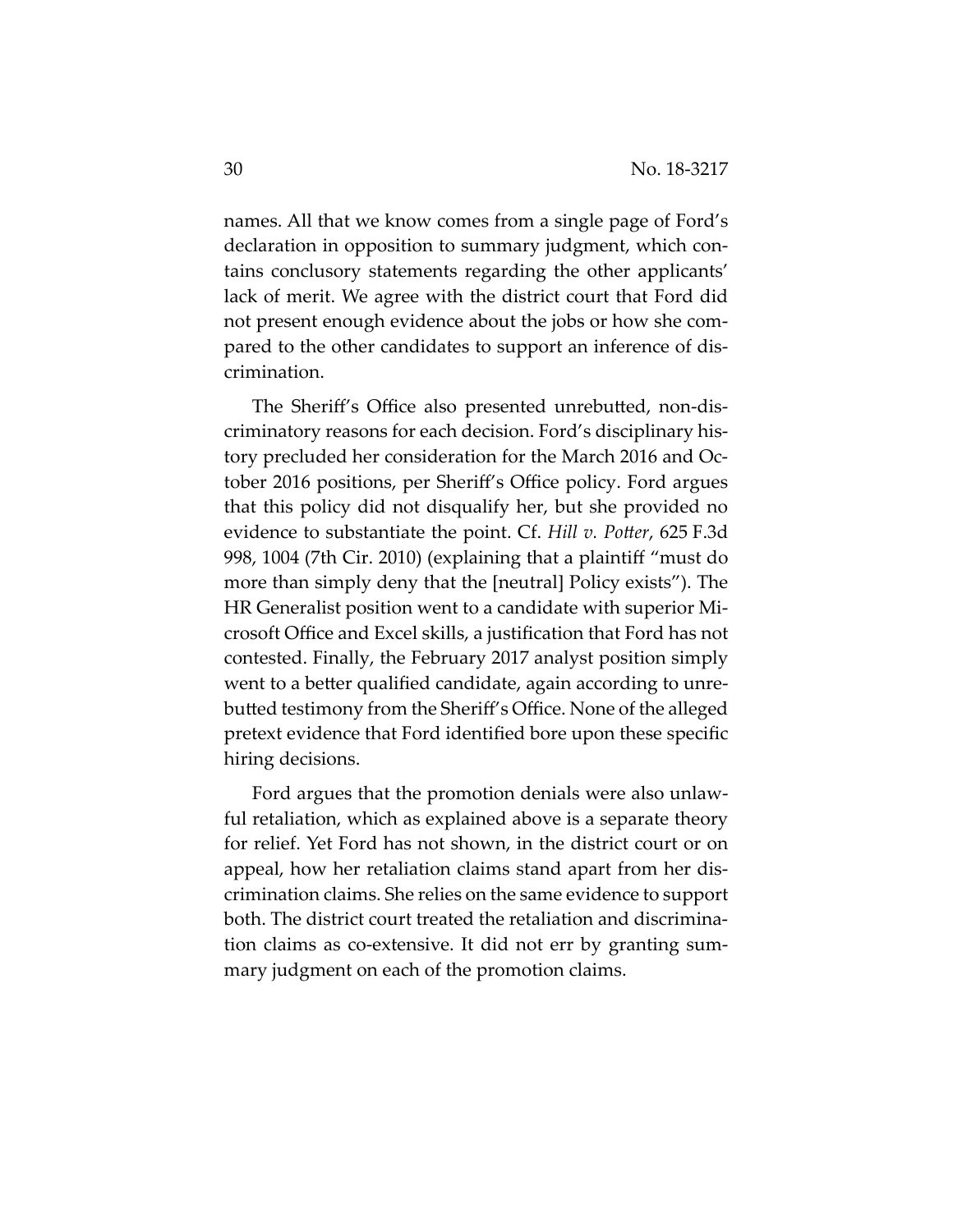names. All that we know comes from a single page of Ford's declaration in opposition to summary judgment, which contains conclusory statements regarding the other applicants' lack of merit. We agree with the district court that Ford did not present enough evidence about the jobs or how she compared to the other candidates to support an inference of discrimination.

The Sheriff's Office also presented unrebutted, non-discriminatory reasons for each decision. Ford's disciplinary history precluded her consideration for the March 2016 and October 2016 positions, per Sheriff's Office policy. Ford argues that this policy did not disqualify her, but she provided no evidence to substantiate the point. Cf. *Hill v. Potter*, 625 F.3d 998, 1004 (7th Cir. 2010) (explaining that a plaintiff "must do more than simply deny that the [neutral] Policy exists"). The HR Generalist position went to a candidate with superior Microsoft Office and Excel skills, a justification that Ford has not contested. Finally, the February 2017 analyst position simply went to a better qualified candidate, again according to unrebutted testimony from the Sheriff's Office. None of the alleged pretext evidence that Ford identified bore upon these specific hiring decisions.

Ford argues that the promotion denials were also unlawful retaliation, which as explained above is a separate theory for relief. Yet Ford has not shown, in the district court or on appeal, how her retaliation claims stand apart from her discrimination claims. She relies on the same evidence to support both. The district court treated the retaliation and discrimination claims as co-extensive. It did not err by granting summary judgment on each of the promotion claims.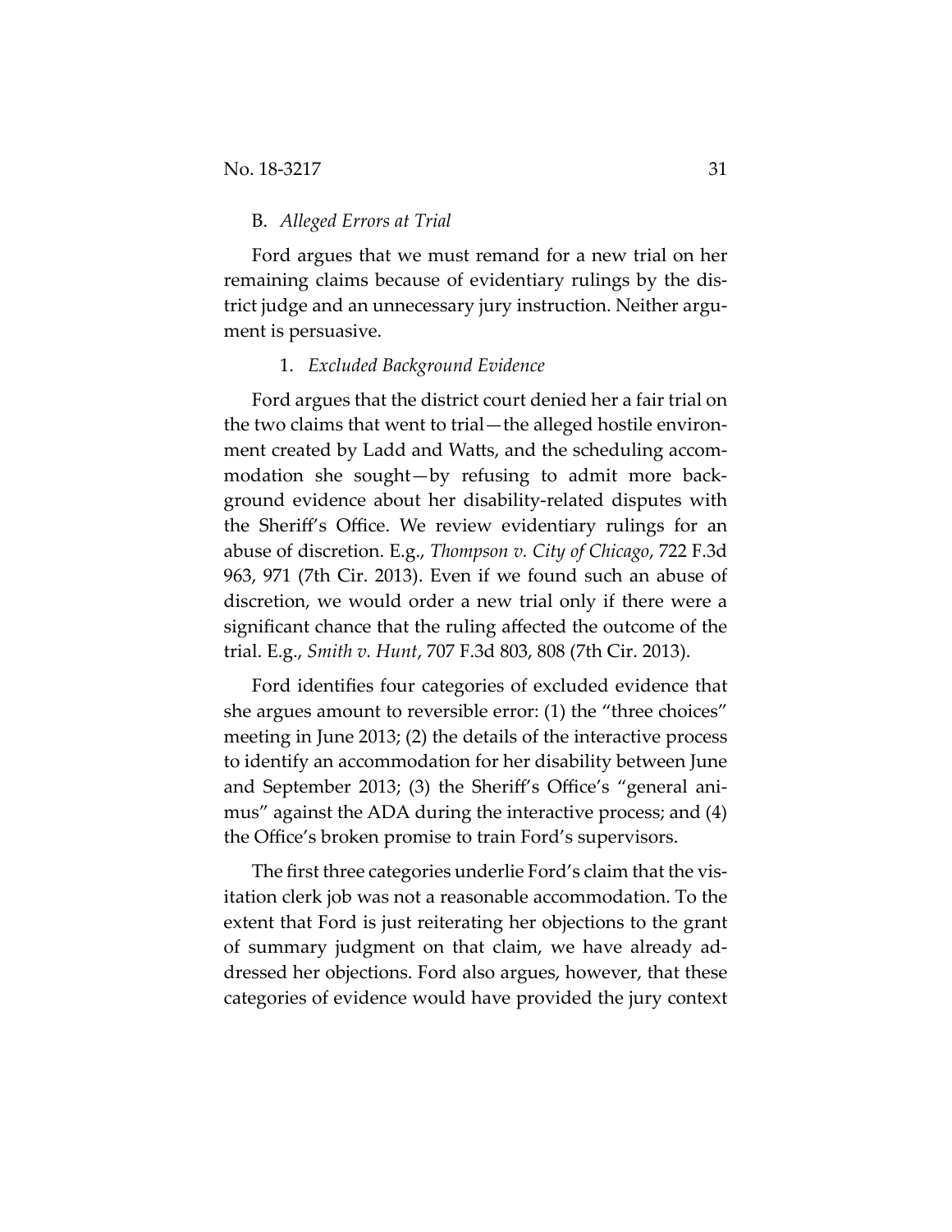### B. *Alleged Errors at Trial*

Ford argues that we must remand for a new trial on her remaining claims because of evidentiary rulings by the district judge and an unnecessary jury instruction. Neither argument is persuasive.

#### 1. *Excluded Background Evidence*

Ford argues that the district court denied her a fair trial on the two claims that went to trial—the alleged hostile environment created by Ladd and Watts, and the scheduling accommodation she sought—by refusing to admit more background evidence about her disability-related disputes with the Sheriff's Office. We review evidentiary rulings for an abuse of discretion. E.g., *Thompson v. City of Chicago*, 722 F.3d 963, 971 (7th Cir. 2013). Even if we found such an abuse of discretion, we would order a new trial only if there were a significant chance that the ruling affected the outcome of the trial. E.g., *Smith v. Hunt*, 707 F.3d 803, 808 (7th Cir. 2013).

Ford identifies four categories of excluded evidence that she argues amount to reversible error: (1) the "three choices" meeting in June 2013; (2) the details of the interactive process to identify an accommodation for her disability between June and September 2013; (3) the Sheriff's Office's "general animus" against the ADA during the interactive process; and (4) the Office's broken promise to train Ford's supervisors.

The first three categories underlie Ford's claim that the visitation clerk job was not a reasonable accommodation. To the extent that Ford is just reiterating her objections to the grant of summary judgment on that claim, we have already addressed her objections. Ford also argues, however, that these categories of evidence would have provided the jury context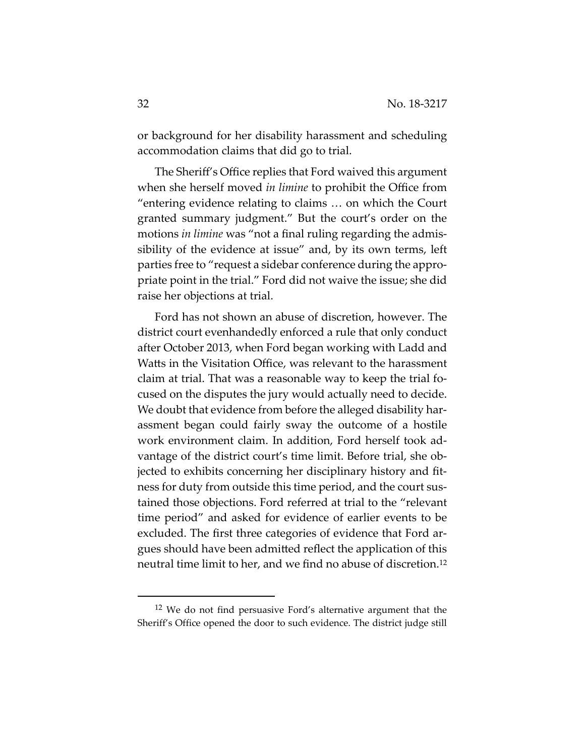or background for her disability harassment and scheduling accommodation claims that did go to trial.

The Sheriff's Office replies that Ford waived this argument when she herself moved *in limine* to prohibit the Office from "entering evidence relating to claims … on which the Court granted summary judgment." But the court's order on the motions *in limine* was "not a final ruling regarding the admissibility of the evidence at issue" and, by its own terms, left parties free to "request a sidebar conference during the appropriate point in the trial." Ford did not waive the issue; she did raise her objections at trial.

Ford has not shown an abuse of discretion, however. The district court evenhandedly enforced a rule that only conduct after October 2013, when Ford began working with Ladd and Watts in the Visitation Office, was relevant to the harassment claim at trial. That was a reasonable way to keep the trial focused on the disputes the jury would actually need to decide. We doubt that evidence from before the alleged disability harassment began could fairly sway the outcome of a hostile work environment claim. In addition, Ford herself took advantage of the district court's time limit. Before trial, she objected to exhibits concerning her disciplinary history and fitness for duty from outside this time period, and the court sustained those objections. Ford referred at trial to the "relevant time period" and asked for evidence of earlier events to be excluded. The first three categories of evidence that Ford argues should have been admitted reflect the application of this neutral time limit to her, and we find no abuse of discretion.[12]

[12] We do not find persuasive Ford's alternative argument that the Sheriff's Office opened the door to such evidence. The district judge still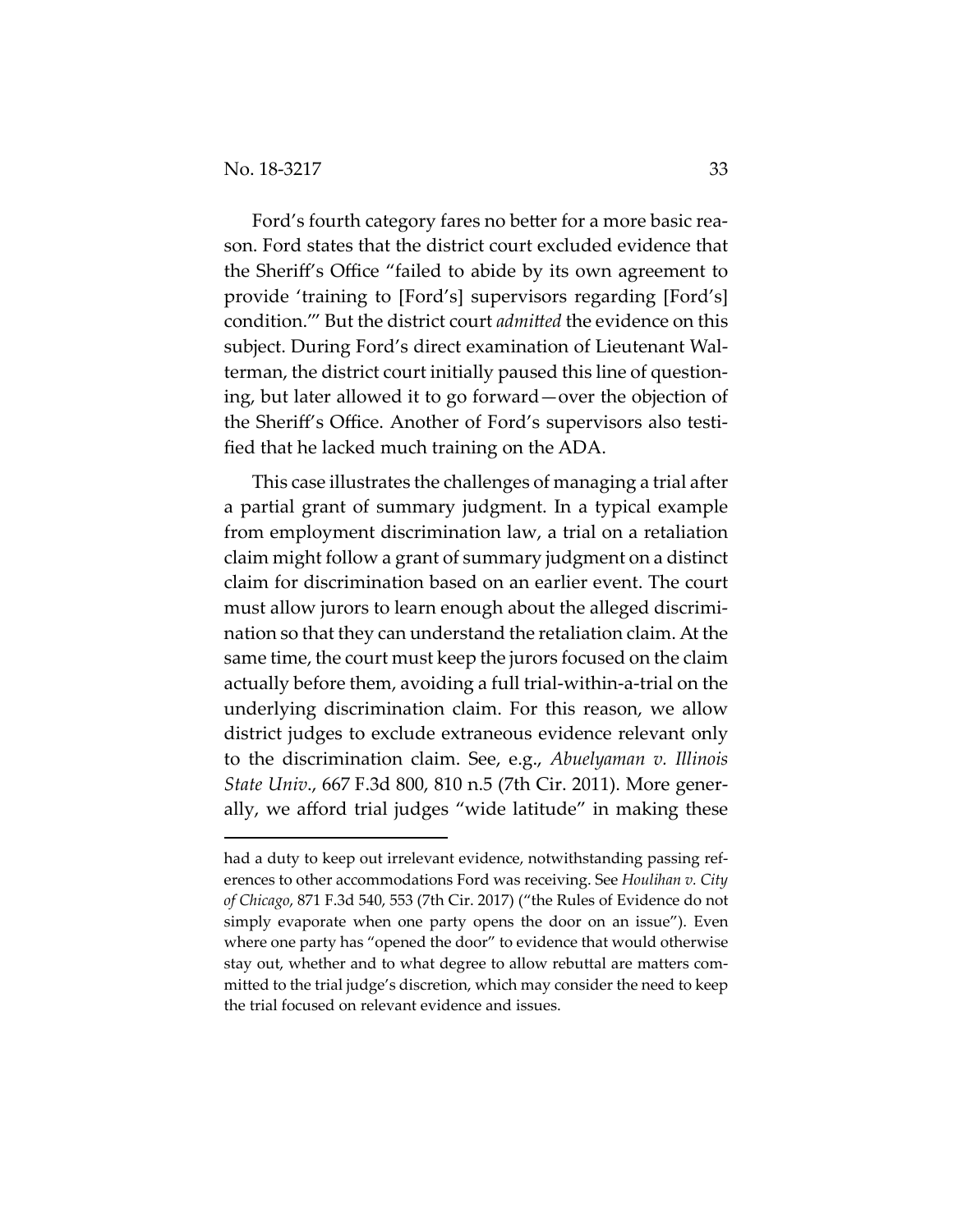Ford's fourth category fares no better for a more basic reason. Ford states that the district court excluded evidence that the Sheriff's Office "failed to abide by its own agreement to provide 'training to [Ford's] supervisors regarding [Ford's] condition.'" But the district court *admitted* the evidence on this subject. During Ford's direct examination of Lieutenant Walterman, the district court initially paused this line of questioning, but later allowed it to go forward—over the objection of the Sheriff's Office. Another of Ford's supervisors also testified that he lacked much training on the ADA.

This case illustrates the challenges of managing a trial after a partial grant of summary judgment. In a typical example from employment discrimination law, a trial on a retaliation claim might follow a grant of summary judgment on a distinct claim for discrimination based on an earlier event. The court must allow jurors to learn enough about the alleged discrimination so that they can understand the retaliation claim. At the same time, the court must keep the jurors focused on the claim actually before them, avoiding a full trial-within-a-trial on the underlying discrimination claim. For this reason, we allow district judges to exclude extraneous evidence relevant only to the discrimination claim. See, e.g., *Abuelyaman v. Illinois State Univ*., 667 F.3d 800, 810 n.5 (7th Cir. 2011). More generally, we afford trial judges "wide latitude" in making these

---

had a duty to keep out irrelevant evidence, notwithstanding passing references to other accommodations Ford was receiving. See *Houlihan v. City of Chicago*, 871 F.3d 540, 553 (7th Cir. 2017) ("the Rules of Evidence do not simply evaporate when one party opens the door on an issue"). Even where one party has "opened the door" to evidence that would otherwise stay out, whether and to what degree to allow rebuttal are matters committed to the trial judge's discretion, which may consider the need to keep the trial focused on relevant evidence and issues.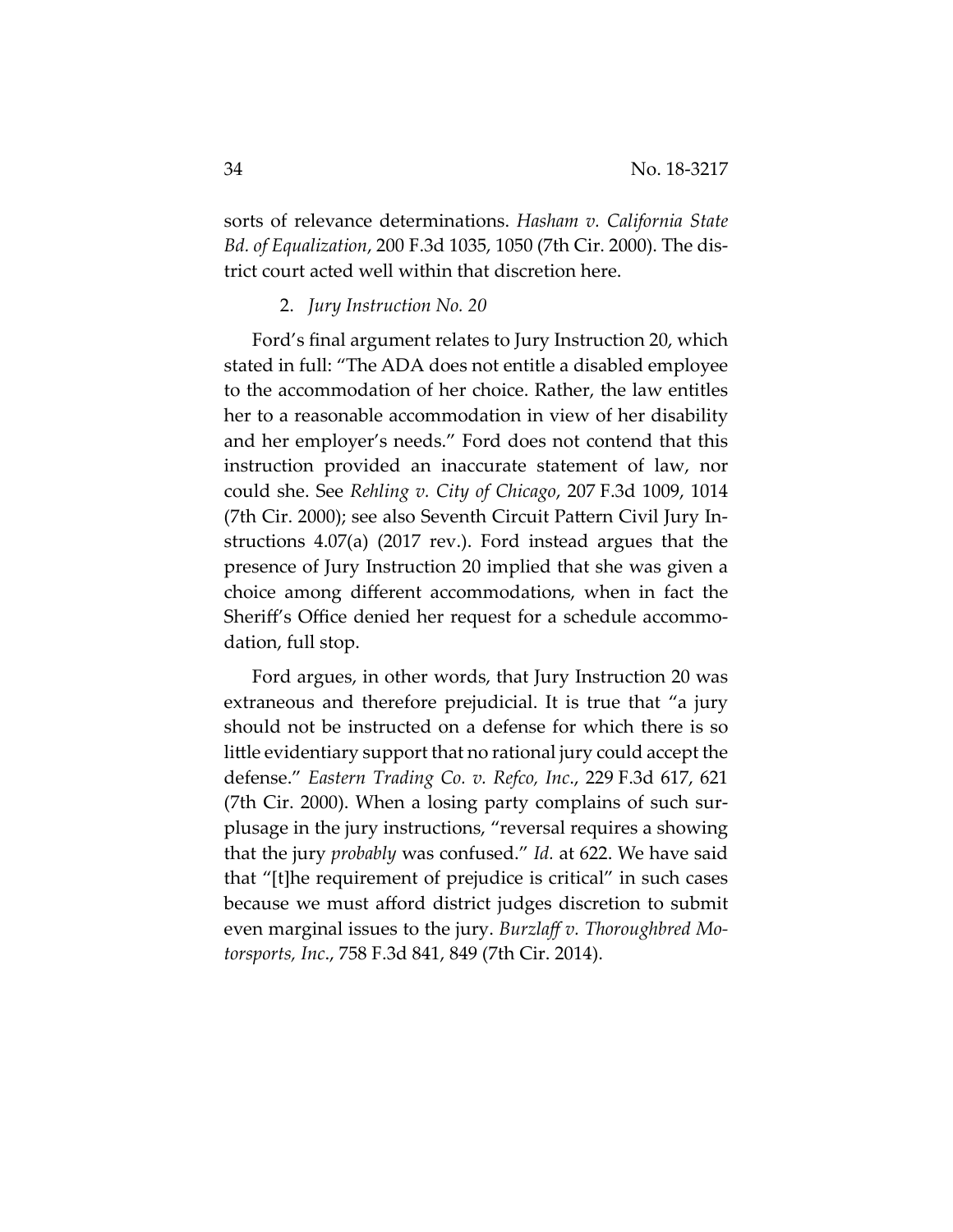sorts of relevance determinations. *Hasham v. California State Bd. of Equalization*, 200 F.3d 1035, 1050 (7th Cir. 2000). The district court acted well within that discretion here.

2. *Jury Instruction No. 20*

Ford's final argument relates to Jury Instruction 20, which stated in full: "The ADA does not entitle a disabled employee to the accommodation of her choice. Rather, the law entitles her to a reasonable accommodation in view of her disability and her employer's needs." Ford does not contend that this instruction provided an inaccurate statement of law, nor could she. See *Rehling v. City of Chicago*, 207 F.3d 1009, 1014 (7th Cir. 2000); see also Seventh Circuit Pattern Civil Jury Instructions 4.07(a) (2017 rev.). Ford instead argues that the presence of Jury Instruction 20 implied that she was given a choice among different accommodations, when in fact the Sheriff's Office denied her request for a schedule accommodation, full stop.

Ford argues, in other words, that Jury Instruction 20 was extraneous and therefore prejudicial. It is true that "a jury should not be instructed on a defense for which there is so little evidentiary support that no rational jury could accept the defense." *Eastern Trading Co. v. Refco, Inc.*, 229 F.3d 617, 621 (7th Cir. 2000). When a losing party complains of such surplusage in the jury instructions, "reversal requires a showing that the jury *probably* was confused." *Id.* at 622. We have said that "[t]he requirement of prejudice is critical" in such cases because we must afford district judges discretion to submit even marginal issues to the jury. *Burzlaff v. Thoroughbred Motorsports, Inc.*, 758 F.3d 841, 849 (7th Cir. 2014).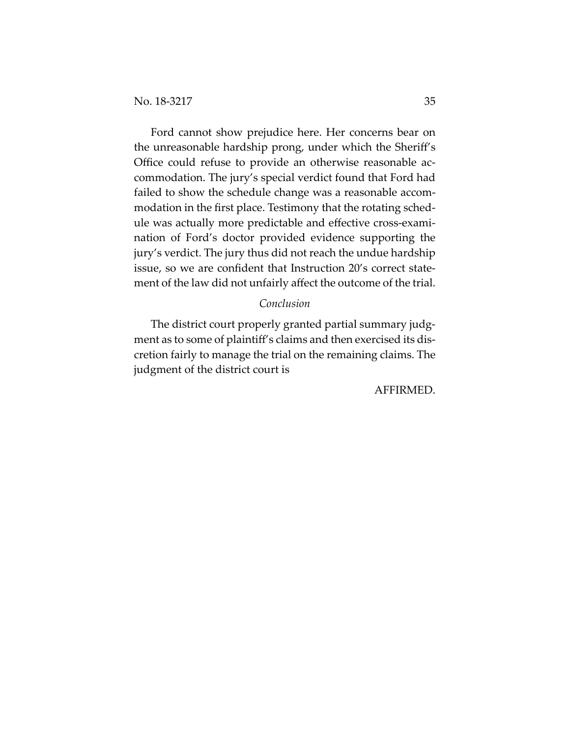Ford cannot show prejudice here. Her concerns bear on the unreasonable hardship prong, under which the Sheriff's Office could refuse to provide an otherwise reasonable accommodation. The jury's special verdict found that Ford had failed to show the schedule change was a reasonable accommodation in the first place. Testimony that the rotating schedule was actually more predictable and effective cross-examination of Ford's doctor provided evidence supporting the jury's verdict. The jury thus did not reach the undue hardship issue, so we are confident that Instruction 20's correct statement of the law did not unfairly affect the outcome of the trial.

*Conclusion*

The district court properly granted partial summary judgment as to some of plaintiff's claims and then exercised its discretion fairly to manage the trial on the remaining claims. The judgment of the district court is

AFFIRMED.